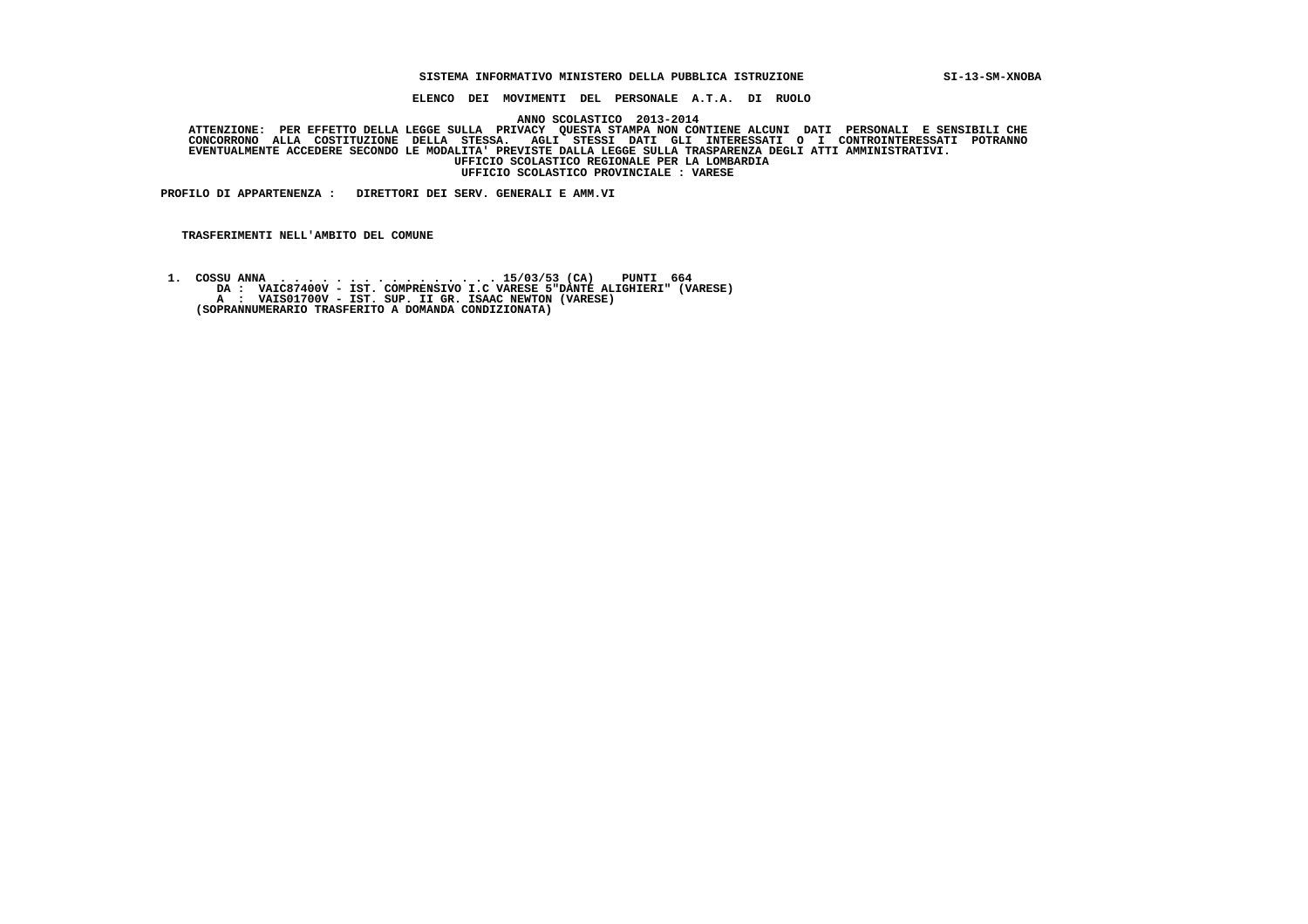**SISTEMA INFORMATIVO MINISTERO DELLA PUBBLICA ISTRUZIONE** SI-13-SM-XNOBA

**ELENCO DEI MOVIMENTI DEL PERSONALE A.T.A. DI RUOLO**

**ANNO SCOLASTICO 2013-2014**

**ATTENZIONE: PER EFFETTO DELLA LEGGE SULLA PRIVACY QUESTA STAMPA NON CONTIENE ALCUNI DATI PERSONALI E SENSIBILI CHE CONCORRONO ALLA COSTITUZIONE DELLA STESSA. AGLI STESSI DATI GLI INTERESSATI O I CONTROINTERESSATI POTRANNO EVENTUALMENTE ACCEDERE SECONDO LE MODALITA' PREVISTE DALLA LEGGE SULLA TRASPARENZA DEGLI ATTI AMMINISTRATIVI.**

**UFFICIO SCOLASTICO REGIONALE PER LA LOMBARDIA**

**UFFICIO SCOLASTICO PROVINCIALE : VARESE**

**PROFILO DI APPARTENENZA : DIRETTORI DEI SERV. GENERALI E AMM.VI**

**TRASFERIMENTI NELL'AMBITO DEL COMUNE**

**1. COSSU ANNA . . . . . . . . . . . . . . . . . 15/03/53 (CA) PUNTI 664**
**DA : VAIC87400V - IST. COMPRENSIVO I.C VARESE 5"DANTE ALIGHIERI" (VARESE)**
**A : VAIS01700V - IST. SUP. II GR. ISAAC NEWTON (VARESE)**
**(SOPRANNUMERARIO TRASFERITO A DOMANDA CONDIZIONATA)**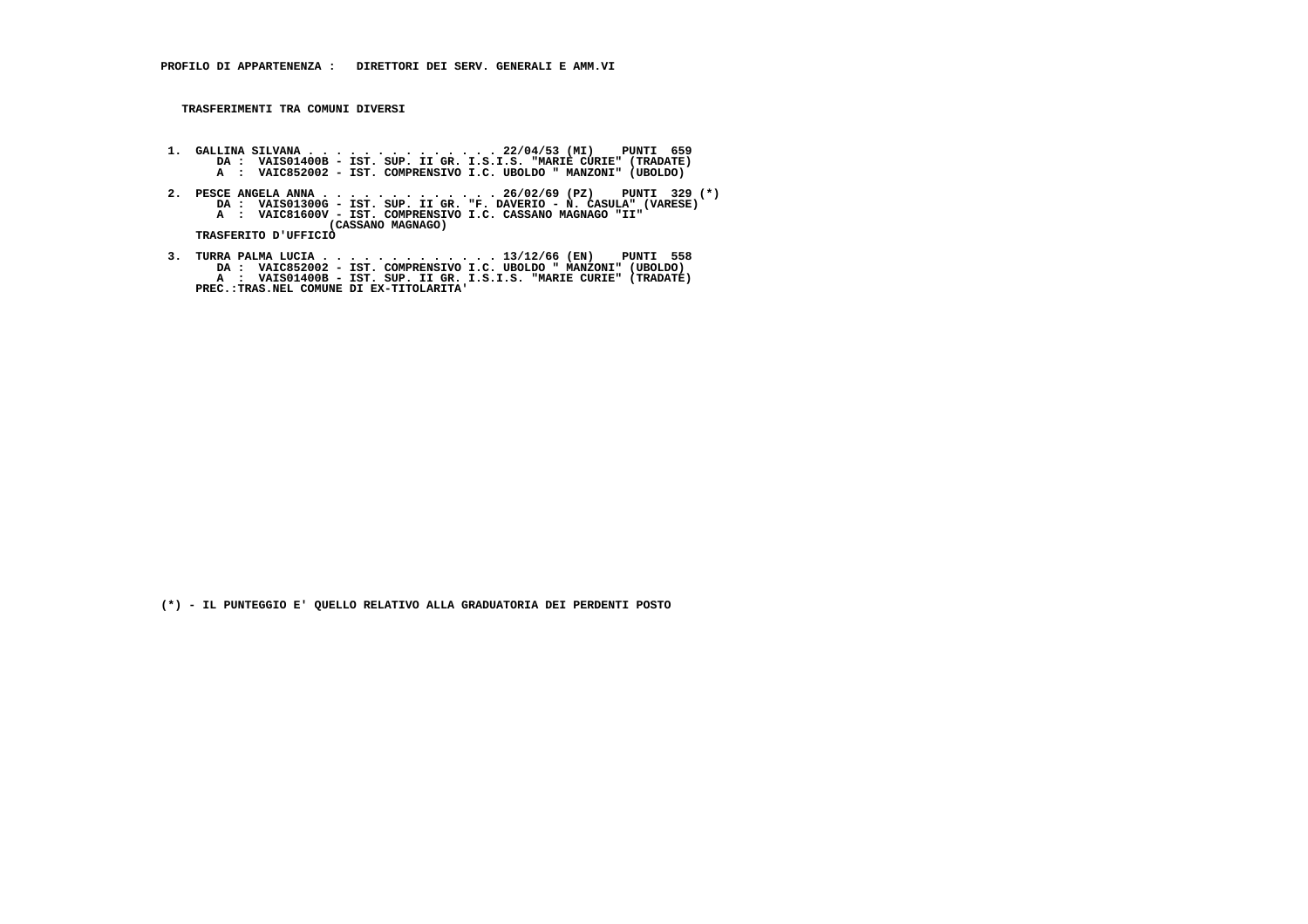**PROFILO DI APPARTENENZA : DIRETTORI DEI SERV. GENERALI E AMM.VI**

**TRASFERIMENTI TRA COMUNI DIVERSI**

1. GALLINA SILVANA . . . . . . . . . . . . . . 22/04/53 (MI) PUNTI 659
   DA : VAIS01400B - IST. SUP. II GR. I.S.I.S. "MARIE CURIE" (TRADATE)
   A : VAIC852002 - IST. COMPRENSIVO I.C. UBOLDO " MANZONI" (UBOLDO)

2. PESCE ANGELA ANNA . . . . . . . . . . . . . 26/02/69 (PZ) PUNTI 329 (*)
   DA : VAIS01300G - IST. SUP. II GR. "F. DAVERIO - N. CASULA" (VARESE)
   A : VAIC81600V - IST. COMPRENSIVO I.C. CASSANO MAGNAGO "II" (CASSANO MAGNAGO)
   TRASFERITO D'UFFICIO

3. TURRA PALMA LUCIA . . . . . . . . . . . . . 13/12/66 (EN) PUNTI 558
   DA : VAIC852002 - IST. COMPRENSIVO I.C. UBOLDO " MANZONI" (UBOLDO)
   A : VAIS01400B - IST. SUP. II GR. I.S.I.S. "MARIE CURIE" (TRADATE)
   PREC.:TRAS.NEL COMUNE DI EX-TITOLARITA'

(*) - IL PUNTEGGIO E' QUELLO RELATIVO ALLA GRADUATORIA DEI PERDENTI POSTO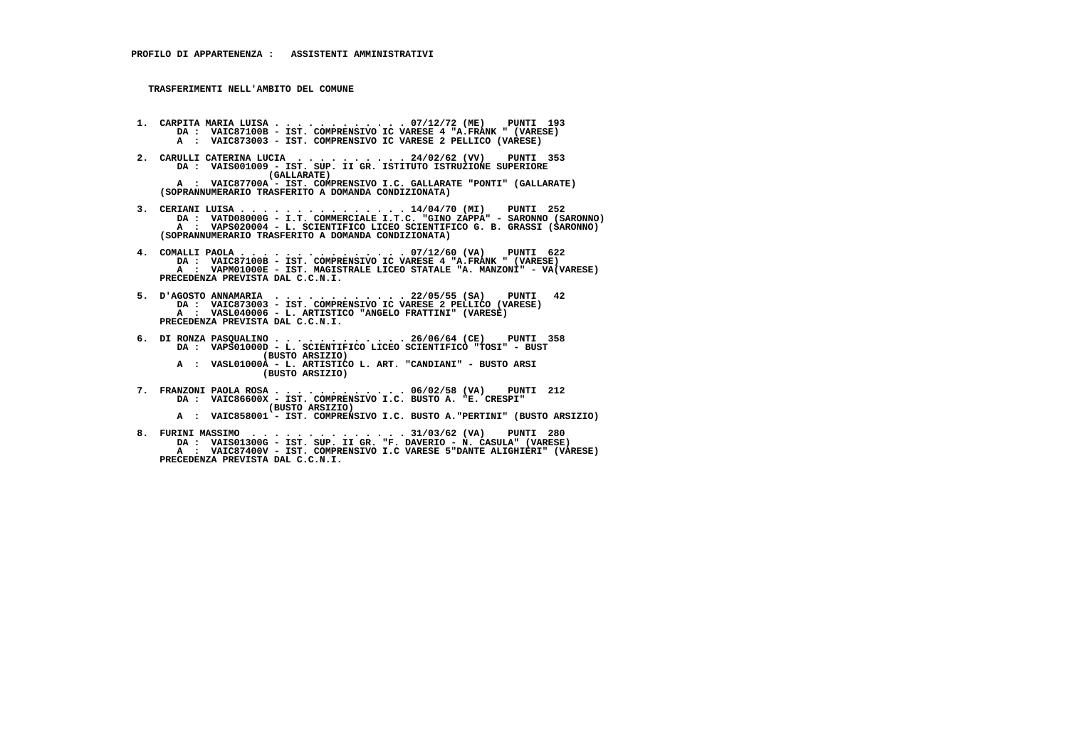**PROFILO DI APPARTENENZA : ASSISTENTI AMMINISTRATIVI**

**TRASFERIMENTI NELL'AMBITO DEL COMUNE**

1. CARPITA MARIA LUISA . . . . . . . . . . . . 07/12/72 (ME) PUNTI 193
   DA : VAIC87100B - IST. COMPRENSIVO IC VARESE 4 "A.FRANK " (VARESE)
   A : VAIC873003 - IST. COMPRENSIVO IC VARESE 2 PELLICO (VARESE)

2. CARULLI CATERINA LUCIA . . . . . . . . . . 24/02/62 (VV) PUNTI 353
   DA : VAIS001009 - IST. SUP. II GR. ISTITUTO ISTRUZIONE SUPERIORE (GALLARATE)
   A : VAIC87700A - IST. COMPRENSIVO I.C. GALLARATE "PONTI" (GALLARATE)
   (SOPRANNUMERARIO TRASFERITO A DOMANDA CONDIZIONATA)

3. CERIANI LUISA . . . . . . . . . . . . . . . 14/04/70 (MI) PUNTI 252
   DA : VATD08000G - I.T. COMMERCIALE I.T.C. "GINO ZAPPA" - SARONNO (SARONNO)
   A : VAPS020004 - L. SCIENTIFICO LICEO SCIENTIFICO G. B. GRASSI (SARONNO)
   (SOPRANNUMERARIO TRASFERITO A DOMANDA CONDIZIONATA)

4. COMALLI PAOLA . . . . . . . . . . . . . . . 07/12/60 (VA) PUNTI 622
   DA : VAIC87100B - IST. COMPRENSIVO IC VARESE 4 "A.FRANK " (VARESE)
   A : VAPM01000E - IST. MAGISTRALE LICEO STATALE "A. MANZONI" - VA(VARESE)
   PRECEDENZA PREVISTA DAL C.C.N.I.

5. D'AGOSTO ANNAMARIA . . . . . . . . . . . . 22/05/55 (SA) PUNTI 42
   DA : VAIC873003 - IST. COMPRENSIVO IC VARESE 2 PELLICO (VARESE)
   A : VASL040006 - L. ARTISTICO "ANGELO FRATTINI" (VARESE)
   PRECEDENZA PREVISTA DAL C.C.N.I.

6. DI RONZA PASQUALINO . . . . . . . . . . . . 26/06/64 (CE) PUNTI 358
   DA : VAPS01000D - L. SCIENTIFICO LICEO SCIENTIFICO "TOSI" - BUST (BUSTO ARSIZIO)
   A : VASL01000A - L. ARTISTICO L. ART. "CANDIANI" - BUSTO ARSI (BUSTO ARSIZIO)

7. FRANZONI PAOLA ROSA . . . . . . . . . . . . 06/02/58 (VA) PUNTI 212
   DA : VAIC86600X - IST. COMPRENSIVO I.C. BUSTO A. "E. CRESPI" (BUSTO ARSIZIO)
   A : VAIC858001 - IST. COMPRENSIVO I.C. BUSTO A."PERTINI" (BUSTO ARSIZIO)

8. FURINI MASSIMO . . . . . . . . . . . . . . 31/03/62 (VA) PUNTI 280
   DA : VAIS01300G - IST. SUP. II GR. "F. DAVERIO - N. CASULA" (VARESE)
   A : VAIC87400V - IST. COMPRENSIVO I.C VARESE 5"DANTE ALIGHIERI" (VARESE)
   PRECEDENZA PREVISTA DAL C.C.N.I.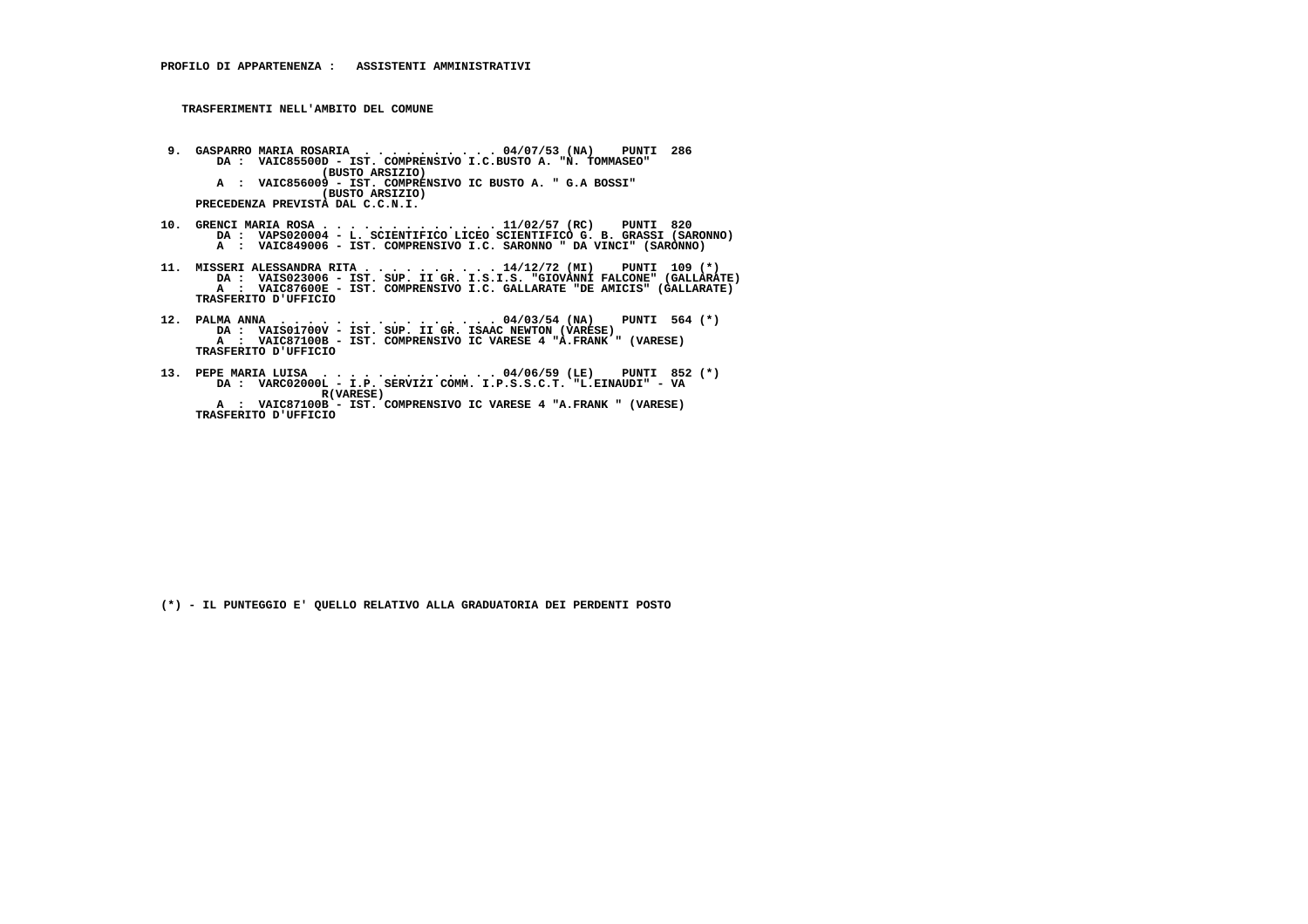**PROFILO DI APPARTENENZA : ASSISTENTI AMMINISTRATIVI**

**TRASFERIMENTI NELL'AMBITO DEL COMUNE**

9. GASPARRO MARIA ROSARIA . . . . . . . . . . . 04/07/53 (NA) PUNTI 286
   DA : VAIC85500D - IST. COMPRENSIVO I.C.BUSTO A. "N. TOMMASEO" (BUSTO ARSIZIO)
   A : VAIC856009 - IST. COMPRENSIVO IC BUSTO A. " G.A BOSSI" (BUSTO ARSIZIO)
   PRECEDENZA PREVISTA DAL C.C.N.I.

10. GRENCI MARIA ROSA . . . . . . . . . . . . . 11/02/57 (RC) PUNTI 820
    DA : VAPS020004 - L. SCIENTIFICO LICEO SCIENTIFICO G. B. GRASSI (SARONNO)
    A : VAIC849006 - IST. COMPRENSIVO I.C. SARONNO " DA VINCI" (SARONNO)

11. MISSERI ALESSANDRA RITA . . . . . . . . . . 14/12/72 (MI) PUNTI 109 (*)
    DA : VAIS023006 - IST. SUP. II GR. I.S.I.S. "GIOVANNI FALCONE" (GALLARATE)
    A : VAIC87600E - IST. COMPRENSIVO I.C. GALLARATE "DE AMICIS" (GALLARATE)
    TRASFERITO D'UFFICIO

12. PALMA ANNA . . . . . . . . . . . . . . . . . 04/03/54 (NA) PUNTI 564 (*)
    DA : VAIS01700V - IST. SUP. II GR. ISAAC NEWTON (VARESE)
    A : VAIC87100B - IST. COMPRENSIVO IC VARESE 4 "A.FRANK " (VARESE)
    TRASFERITO D'UFFICIO

13. PEPE MARIA LUISA . . . . . . . . . . . . . . 04/06/59 (LE) PUNTI 852 (*)
    DA : VARC02000L - I.P. SERVIZI COMM. I.P.S.S.C.T. "L.EINAUDI" - VA R(VARESE)
    A : VAIC87100B - IST. COMPRENSIVO IC VARESE 4 "A.FRANK " (VARESE)
    TRASFERITO D'UFFICIO

(*) - IL PUNTEGGIO E' QUELLO RELATIVO ALLA GRADUATORIA DEI PERDENTI POSTO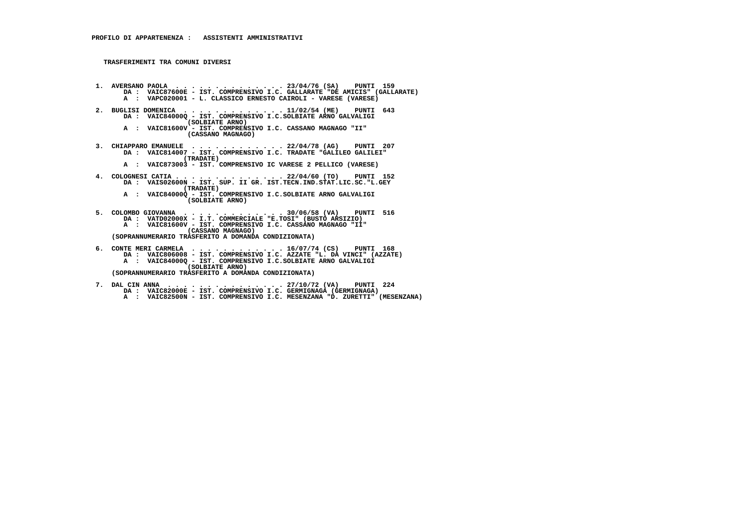**PROFILO DI APPARTENENZA : ASSISTENTI AMMINISTRATIVI**

**TRASFERIMENTI TRA COMUNI DIVERSI**

1. AVERSANO PAOLA . . . . . . . . . . . . . . 23/04/76 (SA) PUNTI 159
   DA : VAIC87600E - IST. COMPRENSIVO I.C. GALLARATE "DE AMICIS" (GALLARATE)
   A : VAPC020001 - L. CLASSICO ERNESTO CAIROLI - VARESE (VARESE)

2. BUGLISI DOMENICA . . . . . . . . . . . . . 11/02/54 (ME) PUNTI 643
   DA : VAIC84000Q - IST. COMPRENSIVO I.C.SOLBIATE ARNO GALVALIGI (SOLBIATE ARNO)
   A : VAIC81600V - IST. COMPRENSIVO I.C. CASSANO MAGNAGO "II" (CASSANO MAGNAGO)

3. CHIAPPARO EMANUELE . . . . . . . . . . . . 22/04/78 (AG) PUNTI 207
   DA : VAIC814007 - IST. COMPRENSIVO I.C. TRADATE "GALILEO GALILEI" (TRADATE)
   A : VAIC873003 - IST. COMPRENSIVO IC VARESE 2 PELLICO (VARESE)

4. COLOGNESI CATIA . . . . . . . . . . . . . 22/04/60 (TO) PUNTI 152
   DA : VAIS02600N - IST. SUP. II GR. IST.TECN.IND.STAT.LIC.SC."L.GEY (TRADATE)
   A : VAIC84000Q - IST. COMPRENSIVO I.C.SOLBIATE ARNO GALVALIGI (SOLBIATE ARNO)

5. COLOMBO GIOVANNA . . . . . . . . . . . . . 30/06/58 (VA) PUNTI 516
   DA : VATD02000X - I.T. COMMERCIALE "E.TOSI" (BUSTO ARSIZIO)
   A : VAIC81600V - IST. COMPRENSIVO I.C. CASSANO MAGNAGO "II" (CASSANO MAGNAGO)
   (SOPRANNUMERARIO TRASFERITO A DOMANDA CONDIZIONATA)

6. CONTE MERI CARMELA . . . . . . . . . . . . 16/07/74 (CS) PUNTI 168
   DA : VAIC806008 - IST. COMPRENSIVO I.C. AZZATE "L. DA VINCI" (AZZATE)
   A : VAIC84000Q - IST. COMPRENSIVO I.C.SOLBIATE ARNO GALVALIGI (SOLBIATE ARNO)
   (SOPRANNUMERARIO TRASFERITO A DOMANDA CONDIZIONATA)

7. DAL CIN ANNA . . . . . . . . . . . . . . . 27/10/72 (VA) PUNTI 224
   DA : VAIC82000E - IST. COMPRENSIVO I.C. GERMIGNAGA (GERMIGNAGA)
   A : VAIC82500N - IST. COMPRENSIVO I.C. MESENZANA "D. ZURETTI" (MESENZANA)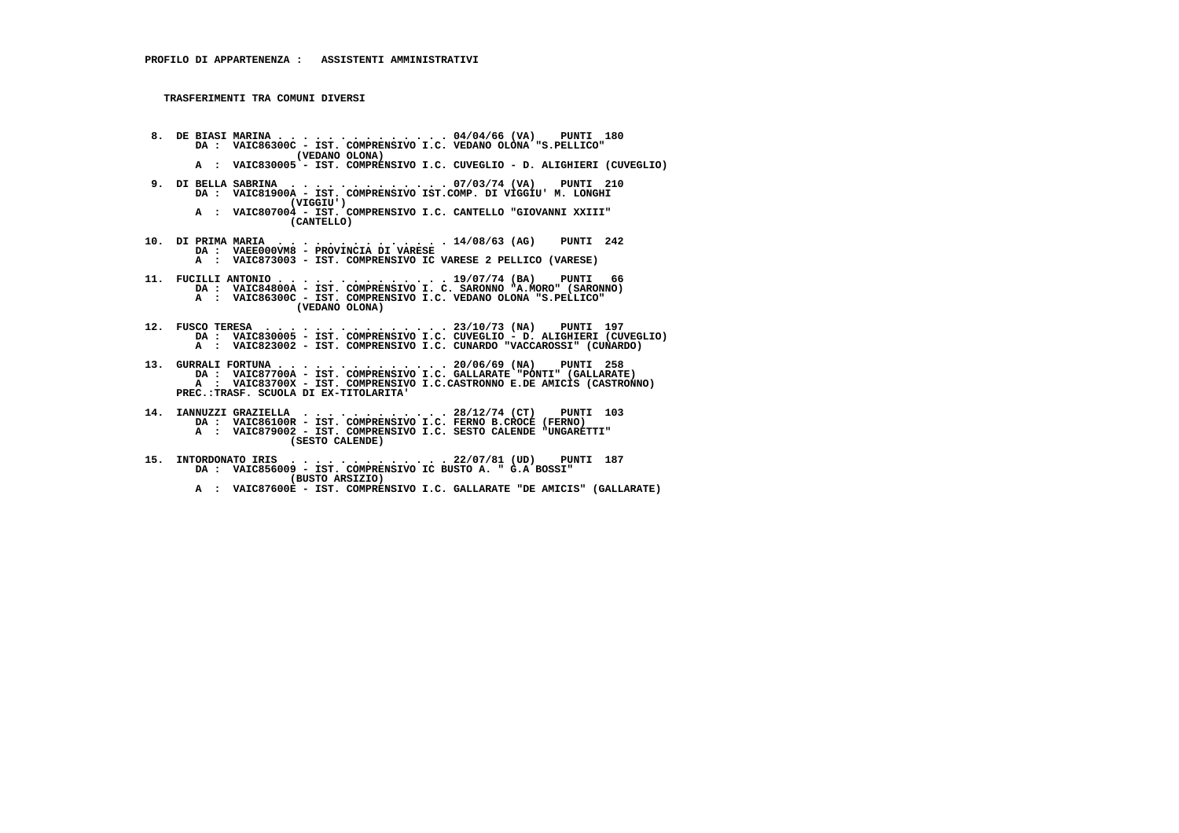**PROFILO DI APPARTENENZA : ASSISTENTI AMMINISTRATIVI**

**TRASFERIMENTI TRA COMUNI DIVERSI**

8. DE BIASI MARINA . . . . . . . . . . . . . . 04/04/66 (VA) PUNTI 180
   DA : VAIC86300C - IST. COMPRENSIVO I.C. VEDANO OLONA "S.PELLICO" (VEDANO OLONA)
   A : VAIC830005 - IST. COMPRENSIVO I.C. CUVEGLIO - D. ALIGHIERI (CUVEGLIO)

9. DI BELLA SABRINA . . . . . . . . . . . . . 07/03/74 (VA) PUNTI 210
   DA : VAIC81900A - IST. COMPRENSIVO IST.COMP. DI VIGGIU' M. LONGHI (VIGGIU')
   A : VAIC807004 - IST. COMPRENSIVO I.C. CANTELLO "GIOVANNI XXIII" (CANTELLO)

10. DI PRIMA MARIA . . . . . . . . . . . . . . 14/08/63 (AG) PUNTI 242
    DA : VAEE000VM8 - PROVINCIA DI VARESE
    A : VAIC873003 - IST. COMPRENSIVO IC VARESE 2 PELLICO (VARESE)

11. FUCILLI ANTONIO . . . . . . . . . . . . . . 19/07/74 (BA) PUNTI 66
    DA : VAIC84800A - IST. COMPRENSIVO I. C. SARONNO "A.MORO" (SARONNO)
    A : VAIC86300C - IST. COMPRENSIVO I.C. VEDANO OLONA "S.PELLICO" (VEDANO OLONA)

12. FUSCO TERESA . . . . . . . . . . . . . . . 23/10/73 (NA) PUNTI 197
    DA : VAIC830005 - IST. COMPRENSIVO I.C. CUVEGLIO - D. ALIGHIERI (CUVEGLIO)
    A : VAIC823002 - IST. COMPRENSIVO I.C. CUNARDO "VACCAROSSI" (CUNARDO)

13. GURRALI FORTUNA . . . . . . . . . . . . . . 20/06/69 (NA) PUNTI 258
    DA : VAIC87700A - IST. COMPRENSIVO I.C. GALLARATE "PONTI" (GALLARATE)
    A : VAIC83700X - IST. COMPRENSIVO I.C.CASTRONNO E.DE AMICIS (CASTRONNO)
    PREC.:TRASF. SCUOLA DI EX-TITOLARITA'

14. IANNUZZI GRAZIELLA . . . . . . . . . . . . 28/12/74 (CT) PUNTI 103
    DA : VAIC86100R - IST. COMPRENSIVO I.C. FERNO B.CROCE (FERNO)
    A : VAIC879002 - IST. COMPRENSIVO I.C. SESTO CALENDE "UNGARETTI" (SESTO CALENDE)

15. INTORDONATO IRIS . . . . . . . . . . . . . 22/07/81 (UD) PUNTI 187
    DA : VAIC856009 - IST. COMPRENSIVO IC BUSTO A. " G.A BOSSI" (BUSTO ARSIZIO)
    A : VAIC87600E - IST. COMPRENSIVO I.C. GALLARATE "DE AMICIS" (GALLARATE)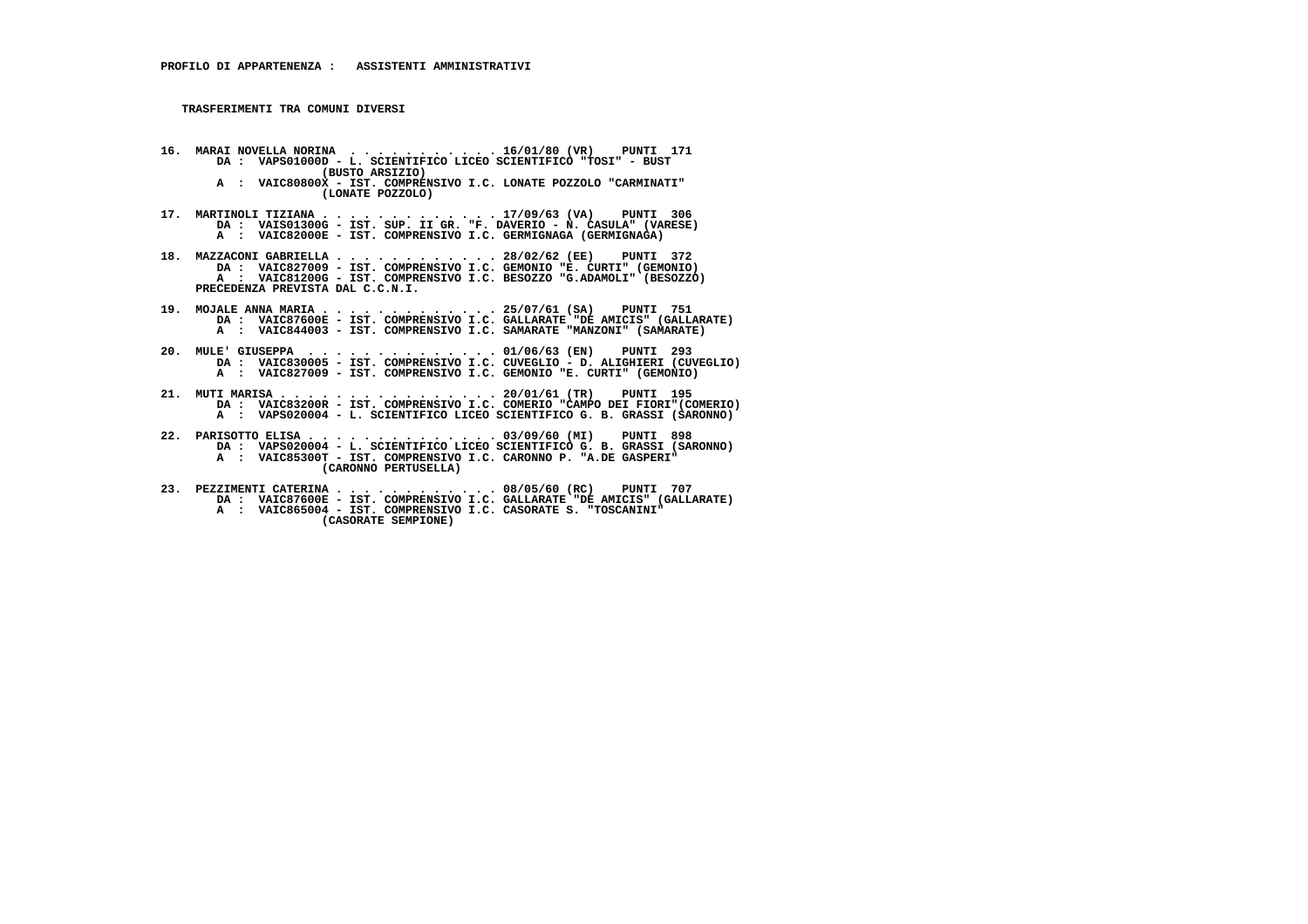**PROFILO DI APPARTENENZA : ASSISTENTI AMMINISTRATIVI**

**TRASFERIMENTI TRA COMUNI DIVERSI**

**16. MARAI NOVELLA NORINA . . . . . . . . . . . . 16/01/80 (VR) PUNTI 171**
DA : VAPS01000D - L. SCIENTIFICO LICEO SCIENTIFICO "TOSI" - BUST (BUSTO ARSIZIO)
A : VAIC80800X - IST. COMPRENSIVO I.C. LONATE POZZOLO "CARMINATI" (LONATE POZZOLO)

**17. MARTINOLI TIZIANA . . . . . . . . . . . . . 17/09/63 (VA) PUNTI 306**
DA : VAIS01300G - IST. SUP. II GR. "F. DAVERIO - N. CASULA" (VARESE)
A : VAIC82000E - IST. COMPRENSIVO I.C. GERMIGNAGA (GERMIGNAGA)

**18. MAZZACONI GABRIELLA . . . . . . . . . . . . 28/02/62 (EE) PUNTI 372**
DA : VAIC827009 - IST. COMPRENSIVO I.C. GEMONIO "E. CURTI" (GEMONIO)
A : VAIC81200G - IST. COMPRENSIVO I.C. BESOZZO "G.ADAMOLI" (BESOZZO)
PRECEDENZA PREVISTA DAL C.C.N.I.

**19. MOJALE ANNA MARIA . . . . . . . . . . . . . 25/07/61 (SA) PUNTI 751**
DA : VAIC87600E - IST. COMPRENSIVO I.C. GALLARATE "DE AMICIS" (GALLARATE)
A : VAIC844003 - IST. COMPRENSIVO I.C. SAMARATE "MANZONI" (SAMARATE)

**20. MULE' GIUSEPPA . . . . . . . . . . . . . . 01/06/63 (EN) PUNTI 293**
DA : VAIC830005 - IST. COMPRENSIVO I.C. CUVEGLIO - D. ALIGHIERI (CUVEGLIO)
A : VAIC827009 - IST. COMPRENSIVO I.C. GEMONIO "E. CURTI" (GEMONIO)

**21. MUTI MARISA . . . . . . . . . . . . . . . . 20/01/61 (TR) PUNTI 195**
DA : VAIC83200R - IST. COMPRENSIVO I.C. COMERIO "CAMPO DEI FIORI"(COMERIO)
A : VAPS020004 - L. SCIENTIFICO LICEO SCIENTIFICO G. B. GRASSI (SARONNO)

**22. PARISOTTO ELISA . . . . . . . . . . . . . . 03/09/60 (MI) PUNTI 898**
DA : VAPS020004 - L. SCIENTIFICO LICEO SCIENTIFICO G. B. GRASSI (SARONNO)
A : VAIC85300T - IST. COMPRENSIVO I.C. CARONNO P. "A.DE GASPERI" (CARONNO PERTUSELLA)

**23. PEZZIMENTI CATERINA . . . . . . . . . . . . 08/05/60 (RC) PUNTI 707**
DA : VAIC87600E - IST. COMPRENSIVO I.C. GALLARATE "DE AMICIS" (GALLARATE)
A : VAIC865004 - IST. COMPRENSIVO I.C. CASORATE S. "TOSCANINI" (CASORATE SEMPIONE)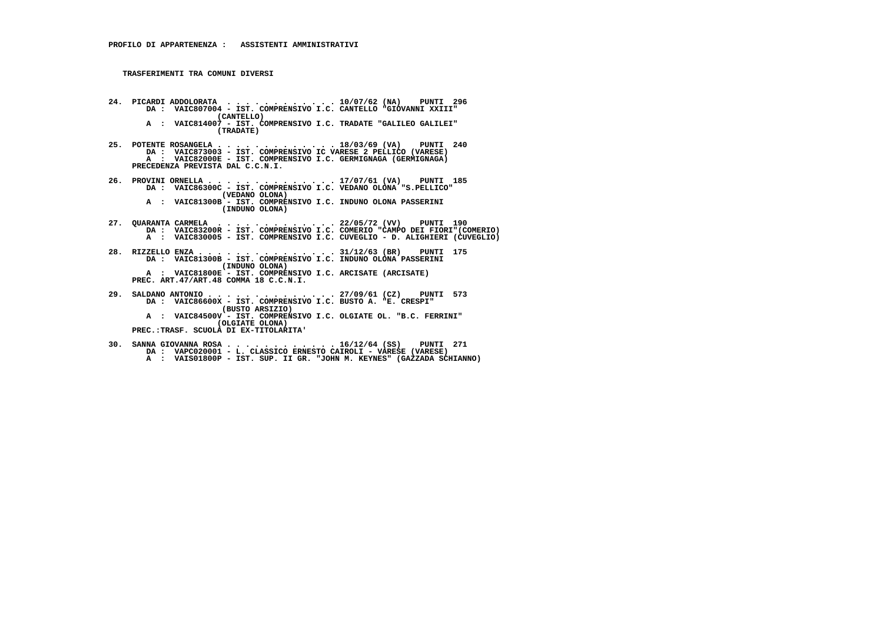**PROFILO DI APPARTENENZA : ASSISTENTI AMMINISTRATIVI**

**TRASFERIMENTI TRA COMUNI DIVERSI**

**24. PICARDI ADDOLORATA . . . . . . . . . . . . 10/07/62 (NA) PUNTI 296**
DA : VAIC807004 - IST. COMPRENSIVO I.C. CANTELLO "GIOVANNI XXIII" (CANTELLO)
A : VAIC814007 - IST. COMPRENSIVO I.C. TRADATE "GALILEO GALILEI" (TRADATE)

**25. POTENTE ROSANGELA . . . . . . . . . . . . . 18/03/69 (VA) PUNTI 240**
DA : VAIC873003 - IST. COMPRENSIVO IC VARESE 2 PELLICO (VARESE)
A : VAIC82000E - IST. COMPRENSIVO I.C. GERMIGNAGA (GERMIGNAGA)
PRECEDENZA PREVISTA DAL C.C.N.I.

**26. PROVINI ORNELLA . . . . . . . . . . . . . . 17/07/61 (VA) PUNTI 185**
DA : VAIC86300C - IST. COMPRENSIVO I.C. VEDANO OLONA "S.PELLICO" (VEDANO OLONA)
A : VAIC81300B - IST. COMPRENSIVO I.C. INDUNO OLONA PASSERINI (INDUNO OLONA)

**27. QUARANTA CARMELA . . . . . . . . . . . . . 22/05/72 (VV) PUNTI 190**
DA : VAIC83200R - IST. COMPRENSIVO I.C. COMERIO "CAMPO DEI FIORI"(COMERIO)
A : VAIC830005 - IST. COMPRENSIVO I.C. CUVEGLIO - D. ALIGHIERI (CUVEGLIO)

**28. RIZZELLO ENZA . . . . . . . . . . . . . . . 31/12/63 (BR) PUNTI 175**
DA : VAIC81300B - IST. COMPRENSIVO I.C. INDUNO OLONA PASSERINI (INDUNO OLONA)
A : VAIC81800E - IST. COMPRENSIVO I.C. ARCISATE (ARCISATE)
PREC. ART.47/ART.48 COMMA 18 C.C.N.I.

**29. SALDANO ANTONIO . . . . . . . . . . . . . . 27/09/61 (CZ) PUNTI 573**
DA : VAIC86600X - IST. COMPRENSIVO I.C. BUSTO A. "E. CRESPI" (BUSTO ARSIZIO)
A : VAIC84500V - IST. COMPRENSIVO I.C. OLGIATE OL. "B.C. FERRINI" (OLGIATE OLONA)
PREC.:TRASF. SCUOLA DI EX-TITOLARITA'

**30. SANNA GIOVANNA ROSA . . . . . . . . . . . . 16/12/64 (SS) PUNTI 271**
DA : VAPC020001 - L. CLASSICO ERNESTO CAIROLI - VARESE (VARESE)
A : VAIS01800P - IST. SUP. II GR. "JOHN M. KEYNES" (GAZZADA SCHIANNO)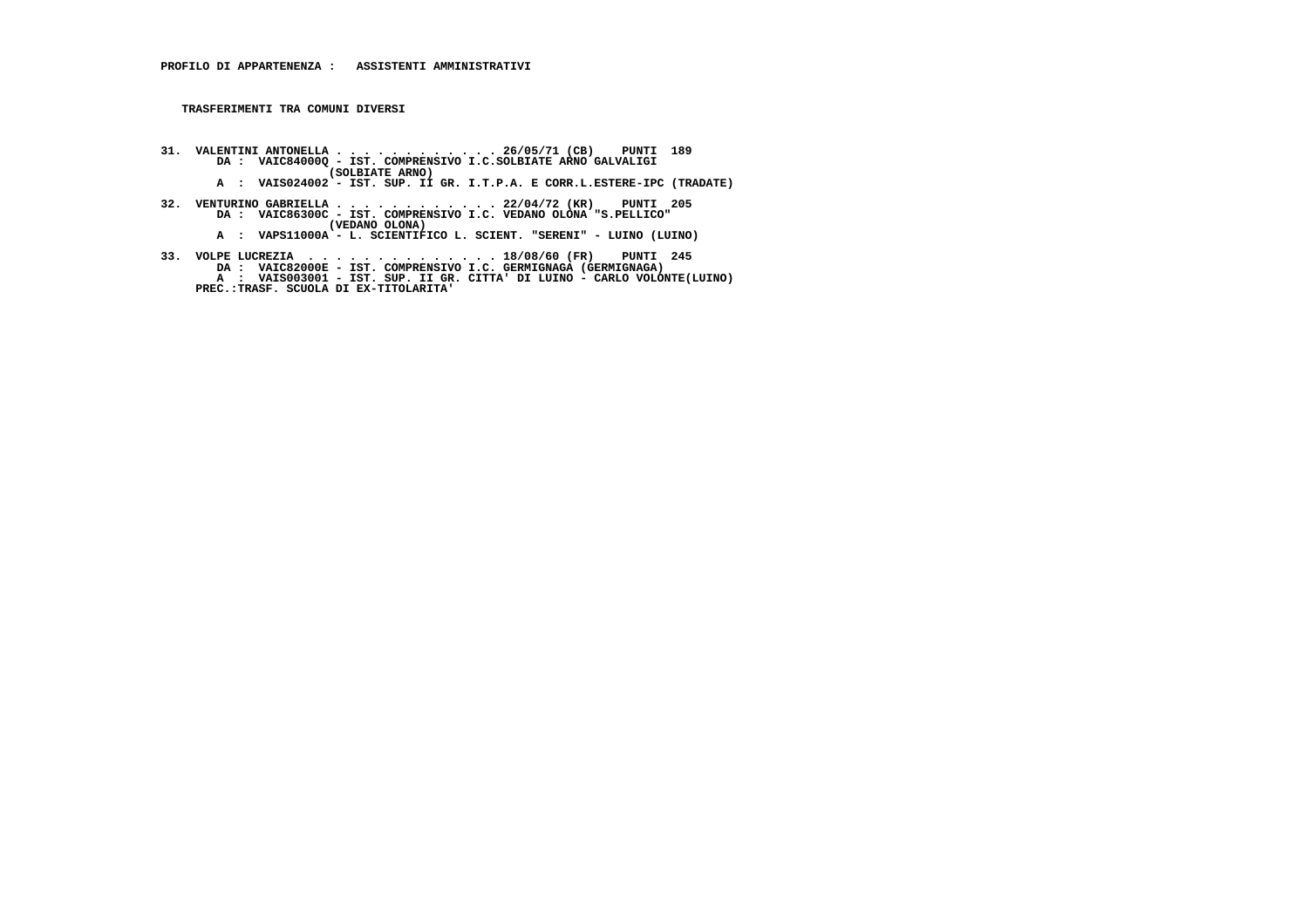**PROFILO DI APPARTENENZA : ASSISTENTI AMMINISTRATIVI**

**TRASFERIMENTI TRA COMUNI DIVERSI**

```
31.  VALENTINI ANTONELLA . . . . . . . . . . . . 26/05/71 (CB)    PUNTI  189
        DA :  VAIC84000Q - IST. COMPRENSIVO I.C.SOLBIATE ARNO GALVALIGI
                         (SOLBIATE ARNO)
        A  :  VAIS024002 - IST. SUP. II GR. I.T.P.A. E CORR.L.ESTERE-IPC (TRADATE)

32.  VENTURINO GABRIELLA . . . . . . . . . . . . 22/04/72 (KR)    PUNTI  205
        DA :  VAIC86300C - IST. COMPRENSIVO I.C. VEDANO OLONA "S.PELLICO"
                         (VEDANO OLONA)
        A  :  VAPS11000A - L. SCIENTIFICO L. SCIENT. "SERENI" - LUINO (LUINO)

33.  VOLPE LUCREZIA  . . . . . . . . . . . . . . 18/08/60 (FR)    PUNTI  245
        DA :  VAIC82000E - IST. COMPRENSIVO I.C. GERMIGNAGA (GERMIGNAGA)
        A  :  VAIS003001 - IST. SUP. II GR. CITTA' DI LUINO - CARLO VOLONTE(LUINO)
     PREC.:TRASF. SCUOLA DI EX-TITOLARITA'
```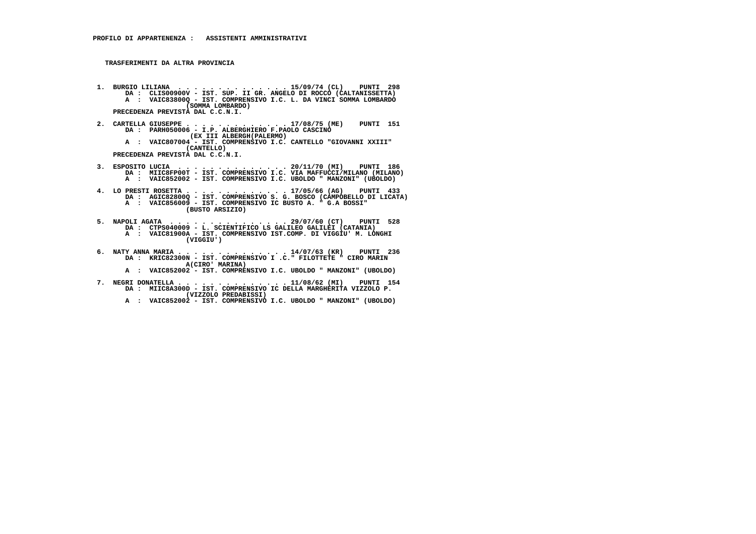**PROFILO DI APPARTENENZA : ASSISTENTI AMMINISTRATIVI**

**TRASFERIMENTI DA ALTRA PROVINCIA**

```
 1.  BURGIO LILIANA  . . . . . . . . . . . . . . 15/09/74 (CL)    PUNTI  298
       DA :  CLIS00900V - IST. SUP. II GR. ANGELO DI ROCCO (CALTANISSETTA)
       A  :  VAIC83800Q - IST. COMPRENSIVO I.C. L. DA VINCI SOMMA LOMBARDO
                   (SOMMA LOMBARDO)
     PRECEDENZA PREVISTA DAL C.C.N.I.

 2.  CARTELLA GIUSEPPE . . . . . . . . . . . . . 17/08/75 (ME)    PUNTI  151
       DA :  PARH050006 - I.P. ALBERGHIERO F.PAOLO CASCINO
                    (EX III ALBERGH(PALERMO)
       A  :  VAIC807004 - IST. COMPRENSIVO I.C. CANTELLO "GIOVANNI XXIII"
                   (CANTELLO)
     PRECEDENZA PREVISTA DAL C.C.N.I.

 3.  ESPOSITO LUCIA  . . . . . . . . . . . . . . 20/11/70 (MI)    PUNTI  186
       DA :  MIIC8FP00T - IST. COMPRENSIVO I.C. VIA MAFFUCCI/MILANO (MILANO)
       A  :  VAIC852002 - IST. COMPRENSIVO I.C. UBOLDO " MANZONI" (UBOLDO)

 4.  LO PRESTI ROSETTA . . . . . . . . . . . . . 17/05/66 (AG)    PUNTI  433
       DA :  AGIC82800Q - IST. COMPRENSIVO S. G. BOSCO (CAMPOBELLO DI LICATA)
       A  :  VAIC856009 - IST. COMPRENSIVO IC BUSTO A. " G.A BOSSI"
                   (BUSTO ARSIZIO)

 5.  NAPOLI AGATA  . . . . . . . . . . . . . . . 29/07/60 (CT)    PUNTI  528
       DA :  CTPS040009 - L. SCIENTIFICO LS GALILEO GALILEI (CATANIA)
       A  :  VAIC81900A - IST. COMPRENSIVO IST.COMP. DI VIGGIU' M. LONGHI
                   (VIGGIU')

 6.  NATY ANNA MARIA . . . . . . . . . . . . . . 14/07/63 (KR)    PUNTI  236
       DA :  KRIC82300N - IST. COMPRENSIVO I .C." FILOTTETE " CIRO MARIN
                  A(CIRO' MARINA)
       A  :  VAIC852002 - IST. COMPRENSIVO I.C. UBOLDO " MANZONI" (UBOLDO)

 7.  NEGRI DONATELLA . . . . . . . . . . . . . . 11/08/62 (MI)    PUNTI  154
       DA :  MIIC8A300D - IST. COMPRENSIVO IC DELLA MARGHERITA VIZZOLO P.
                   (VIZZOLO PREDABISSI)
       A  :  VAIC852002 - IST. COMPRENSIVO I.C. UBOLDO " MANZONI" (UBOLDO)
```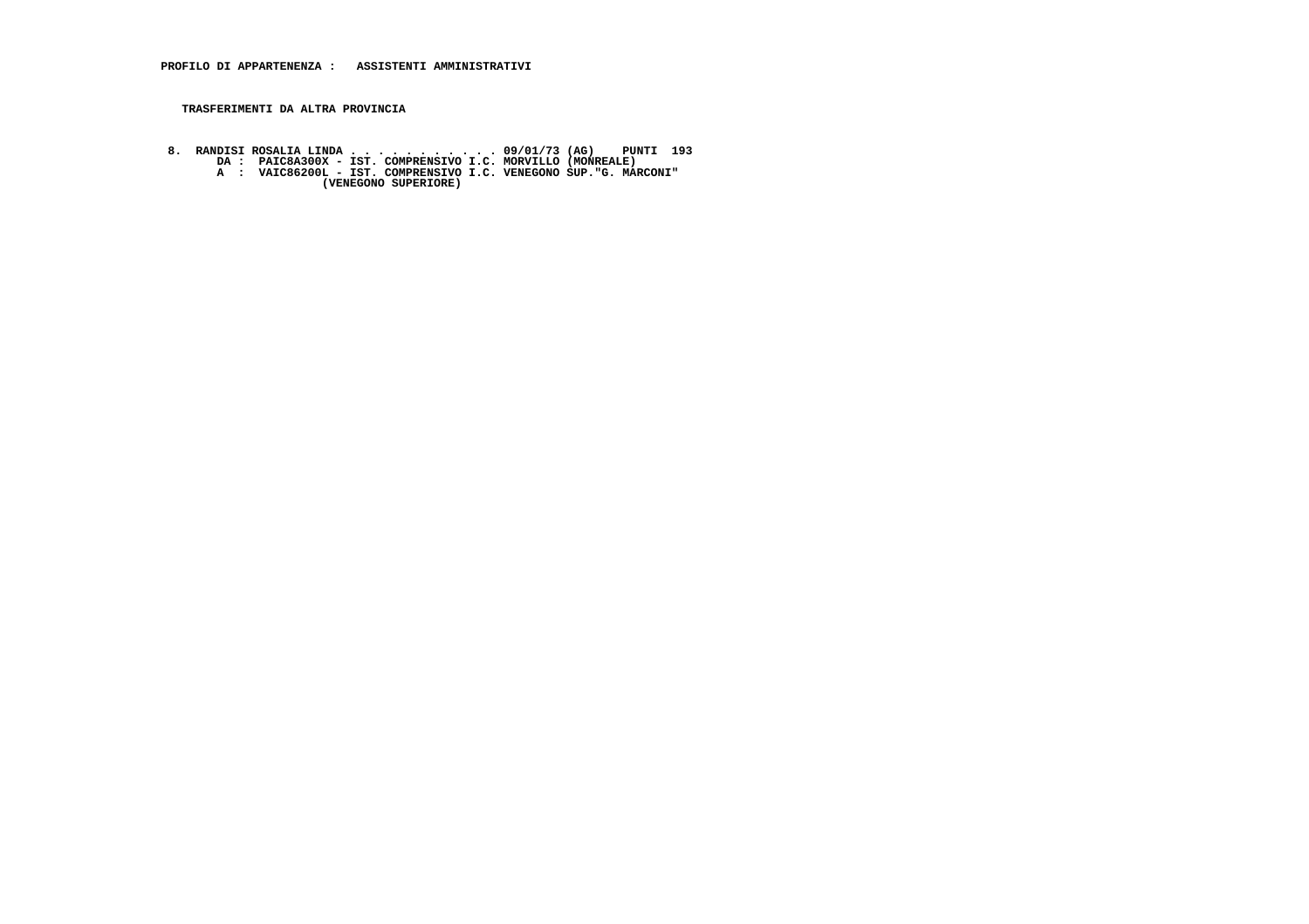**PROFILO DI APPARTENENZA : ASSISTENTI AMMINISTRATIVI**

**TRASFERIMENTI DA ALTRA PROVINCIA**

```
 8.  RANDISI ROSALIA LINDA . . . . . . . . . . . . 09/01/73 (AG)    PUNTI  193
        DA :  PAIC8A300X - IST. COMPRENSIVO I.C. MORVILLO (MONREALE)
        A  :  VAIC86200L - IST. COMPRENSIVO I.C. VENEGONO SUP."G. MARCONI"
                     (VENEGONO SUPERIORE)
```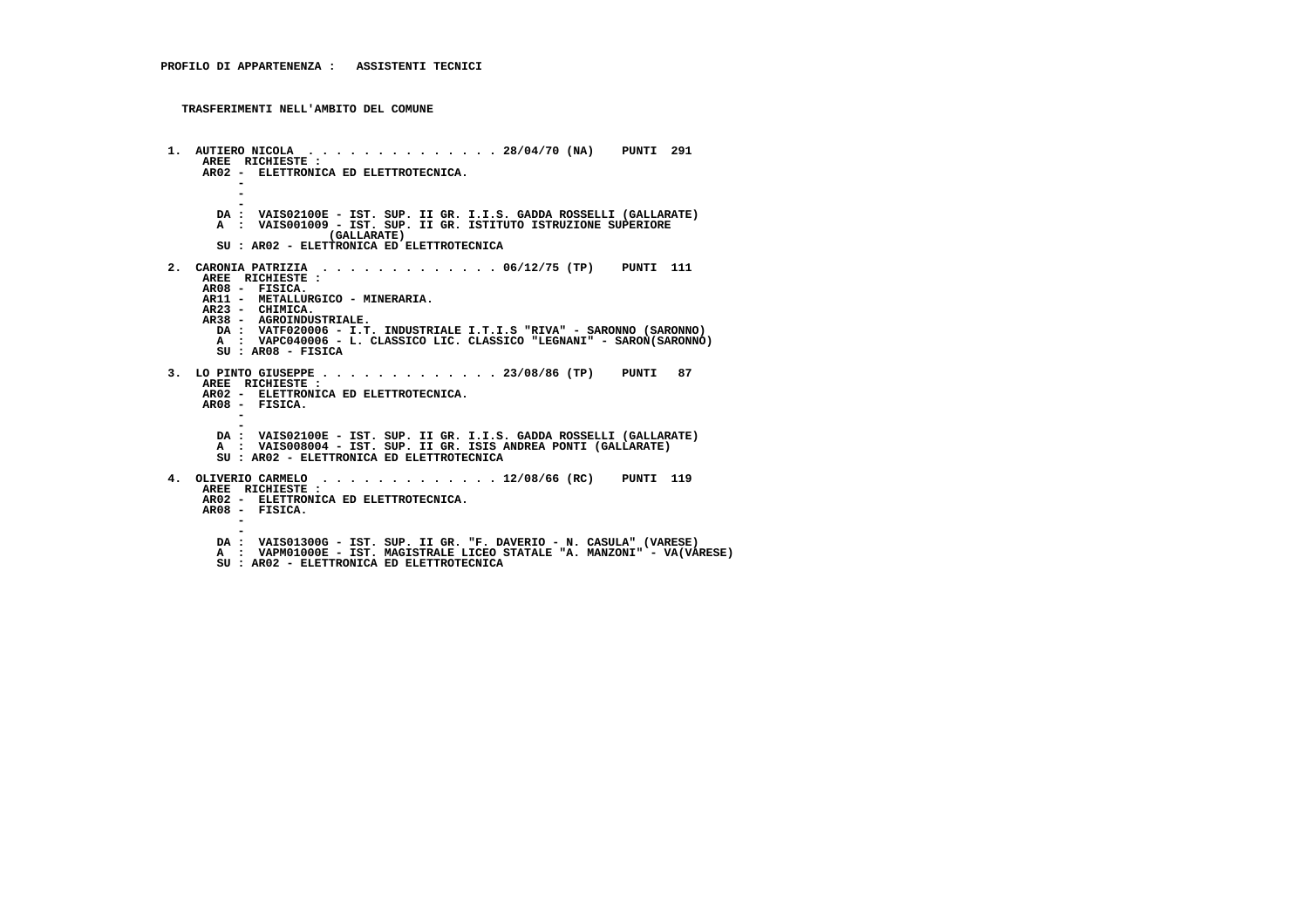**PROFILO DI APPARTENENZA : ASSISTENTI TECNICI**

**TRASFERIMENTI NELL'AMBITO DEL COMUNE**

**1. AUTIERO NICOLA . . . . . . . . . . . . . . 28/04/70 (NA) PUNTI 291**

AREE RICHIESTE :
AR02 - ELETTRONICA ED ELETTROTECNICA.
-
-
-
DA : VAIS02100E - IST. SUP. II GR. I.I.S. GADDA ROSSELLI (GALLARATE)
A : VAIS001009 - IST. SUP. II GR. ISTITUTO ISTRUZIONE SUPERIORE (GALLARATE)
SU : AR02 - ELETTRONICA ED ELETTROTECNICA

**2. CARONIA PATRIZIA . . . . . . . . . . . . . 06/12/75 (TP) PUNTI 111**

AREE RICHIESTE :
AR08 - FISICA.
AR11 - METALLURGICO - MINERARIA.
AR23 - CHIMICA.
AR38 - AGROINDUSTRIALE.
DA : VATF020006 - I.T. INDUSTRIALE I.T.I.S "RIVA" - SARONNO (SARONNO)
A : VAPC040006 - L. CLASSICO LIC. CLASSICO "LEGNANI" - SARON(SARONNO)
SU : AR08 - FISICA

**3. LO PINTO GIUSEPPE . . . . . . . . . . . . . 23/08/86 (TP) PUNTI 87**

AREE RICHIESTE :
AR02 - ELETTRONICA ED ELETTROTECNICA.
AR08 - FISICA.
-
-
DA : VAIS02100E - IST. SUP. II GR. I.I.S. GADDA ROSSELLI (GALLARATE)
A : VAIS008004 - IST. SUP. II GR. ISIS ANDREA PONTI (GALLARATE)
SU : AR02 - ELETTRONICA ED ELETTROTECNICA

**4. OLIVERIO CARMELO . . . . . . . . . . . . . 12/08/66 (RC) PUNTI 119**

AREE RICHIESTE :
AR02 - ELETTRONICA ED ELETTROTECNICA.
AR08 - FISICA.
-
-
DA : VAIS01300G - IST. SUP. II GR. "F. DAVERIO - N. CASULA" (VARESE)
A : VAPM01000E - IST. MAGISTRALE LICEO STATALE "A. MANZONI" - VA(VARESE)
SU : AR02 - ELETTRONICA ED ELETTROTECNICA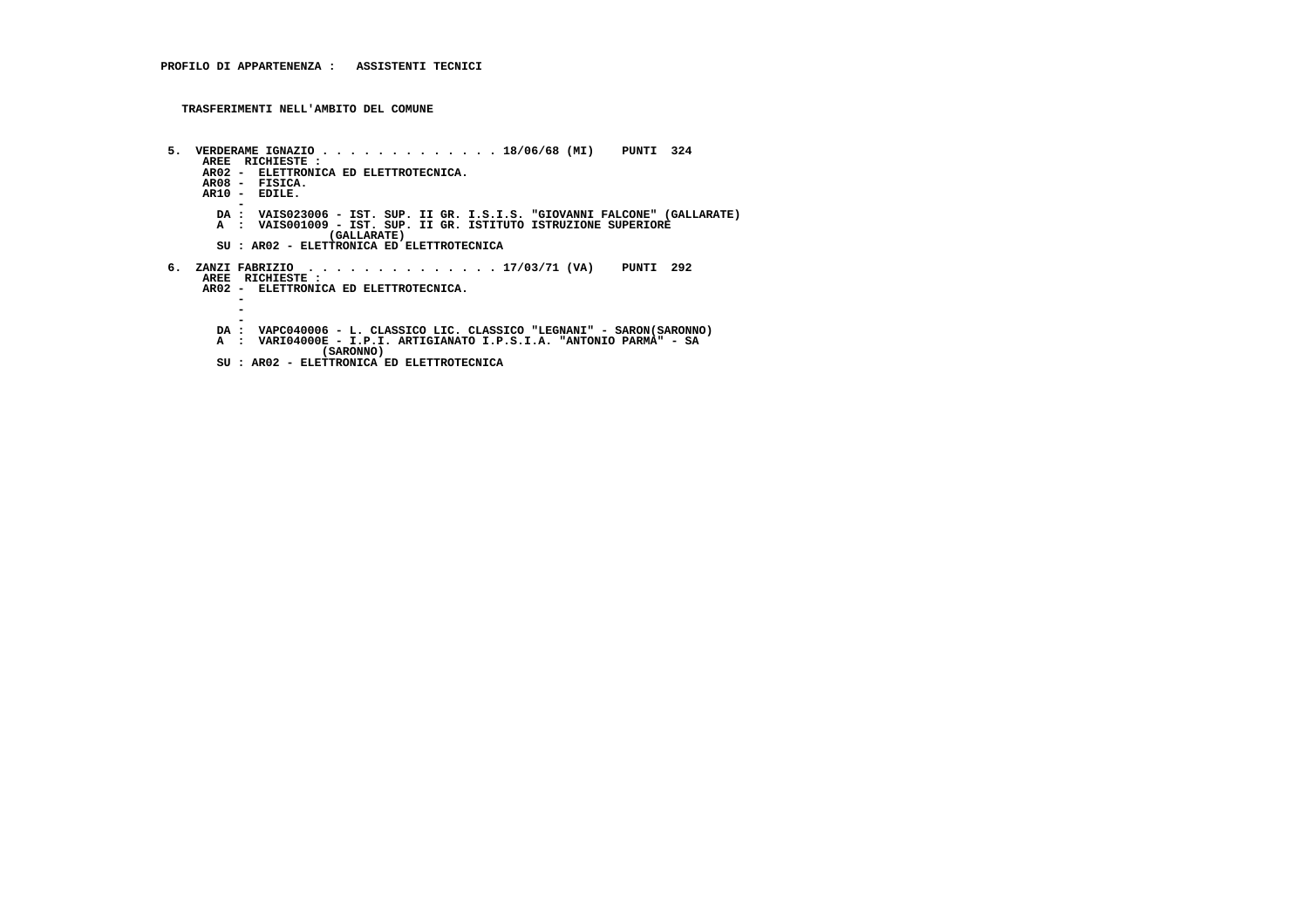**PROFILO DI APPARTENENZA : ASSISTENTI TECNICI**

**TRASFERIMENTI NELL'AMBITO DEL COMUNE**

```
 5.  VERDERAME IGNAZIO . . . . . . . . . . . . . 18/06/68 (MI)    PUNTI  324
      AREE  RICHIESTE :
      AR02 -  ELETTRONICA ED ELETTROTECNICA.
      AR08 -  FISICA.
      AR10 -  EDILE.
           -
        DA :  VAIS023006 - IST. SUP. II GR. I.S.I.S. "GIOVANNI FALCONE" (GALLARATE)
        A  :  VAIS001009 - IST. SUP. II GR. ISTITUTO ISTRUZIONE SUPERIORE
                           (GALLARATE)
        SU : AR02 - ELETTRONICA ED ELETTROTECNICA

 6.  ZANZI FABRIZIO  . . . . . . . . . . . . . . 17/03/71 (VA)    PUNTI  292
      AREE  RICHIESTE :
      AR02 -  ELETTRONICA ED ELETTROTECNICA.
           -
           -
           -
        DA :  VAPC040006 - L. CLASSICO LIC. CLASSICO "LEGNANI" - SARON(SARONNO)
        A  :  VARI04000E - I.P.I. ARTIGIANATO I.P.S.I.A. "ANTONIO PARMA" - SA
                        (SARONNO)
        SU : AR02 - ELETTRONICA ED ELETTROTECNICA
```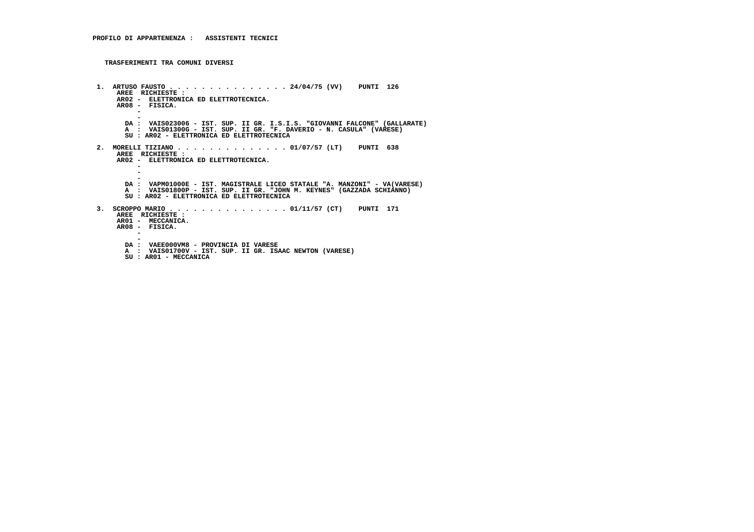**PROFILO DI APPARTENENZA : ASSISTENTI TECNICI**

**TRASFERIMENTI TRA COMUNI DIVERSI**

**1. ARTUSO FAUSTO . . . . . . . . . . . . . . . 24/04/75 (VV) PUNTI 126**

AREE RICHIESTE :
AR02 - ELETTRONICA ED ELETTROTECNICA.
AR08 - FISICA.
-
-

DA : VAIS023006 - IST. SUP. II GR. I.S.I.S. "GIOVANNI FALCONE" (GALLARATE)
A : VAIS01300G - IST. SUP. II GR. "F. DAVERIO - N. CASULA" (VARESE)
SU : AR02 - ELETTRONICA ED ELETTROTECNICA

**2. MORELLI TIZIANO . . . . . . . . . . . . . . 01/07/57 (LT) PUNTI 638**

AREE RICHIESTE :
AR02 - ELETTRONICA ED ELETTROTECNICA.
-
-
-

DA : VAPM01000E - IST. MAGISTRALE LICEO STATALE "A. MANZONI" - VA(VARESE)
A : VAIS01800P - IST. SUP. II GR. "JOHN M. KEYNES" (GAZZADA SCHIANNO)
SU : AR02 - ELETTRONICA ED ELETTROTECNICA

**3. SCROPPO MARIO . . . . . . . . . . . . . . . 01/11/57 (CT) PUNTI 171**

AREE RICHIESTE :
AR01 - MECCANICA.
AR08 - FISICA.
-
-

DA : VAEE000VM8 - PROVINCIA DI VARESE
A : VAIS01700V - IST. SUP. II GR. ISAAC NEWTON (VARESE)
SU : AR01 - MECCANICA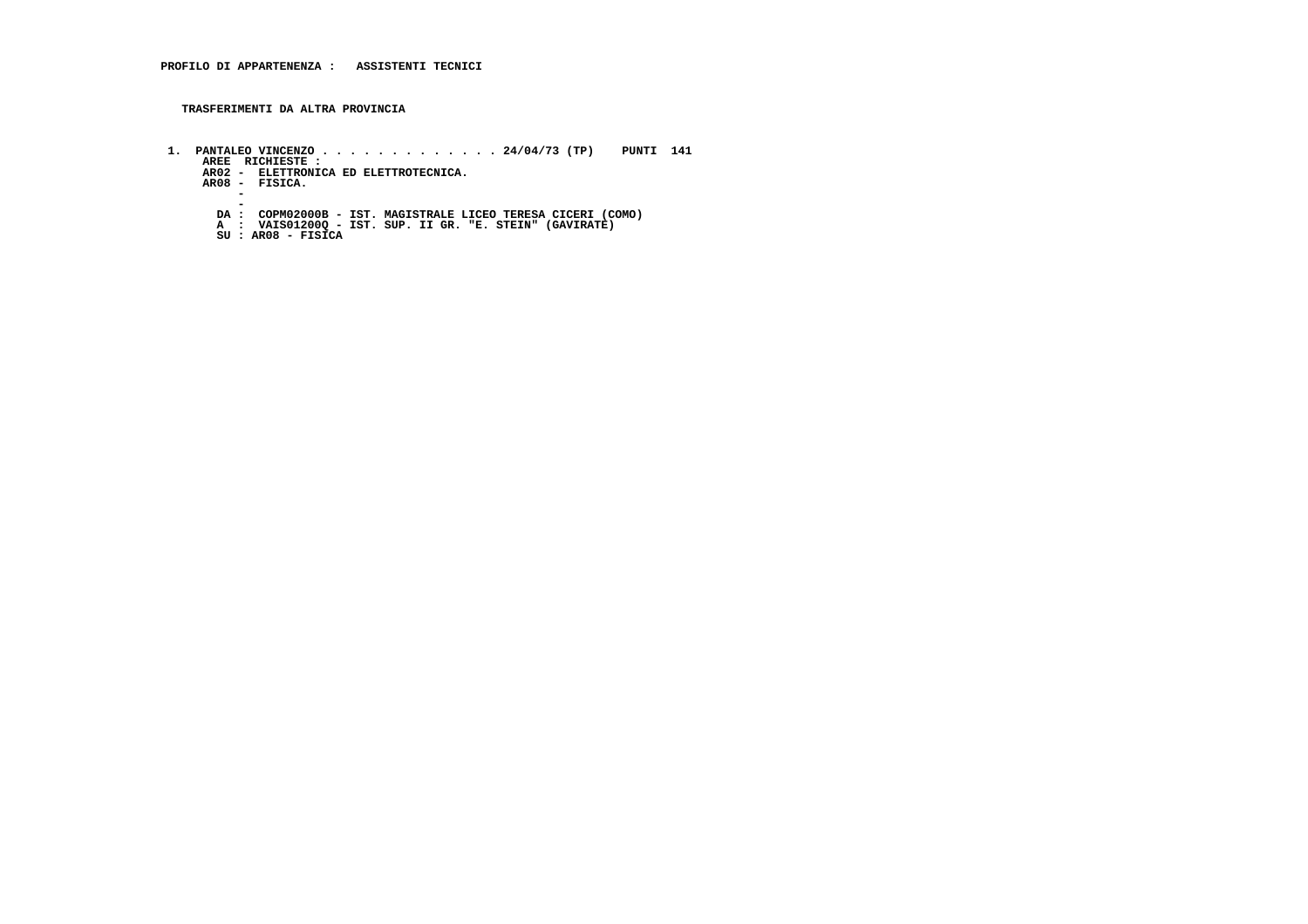**PROFILO DI APPARTENENZA : ASSISTENTI TECNICI**

**TRASFERIMENTI DA ALTRA PROVINCIA**

1. PANTALEO VINCENZO . . . . . . . . . . . . . 24/04/73 (TP) PUNTI 141
   AREE RICHIESTE :
   AR02 - ELETTRONICA ED ELETTROTECNICA.
   AR08 - FISICA.
   -
   -
   DA : COPM02000B - IST. MAGISTRALE LICEO TERESA CICERI (COMO)
   A : VAIS01200Q - IST. SUP. II GR. "E. STEIN" (GAVIRATE)
   SU : AR08 - FISICA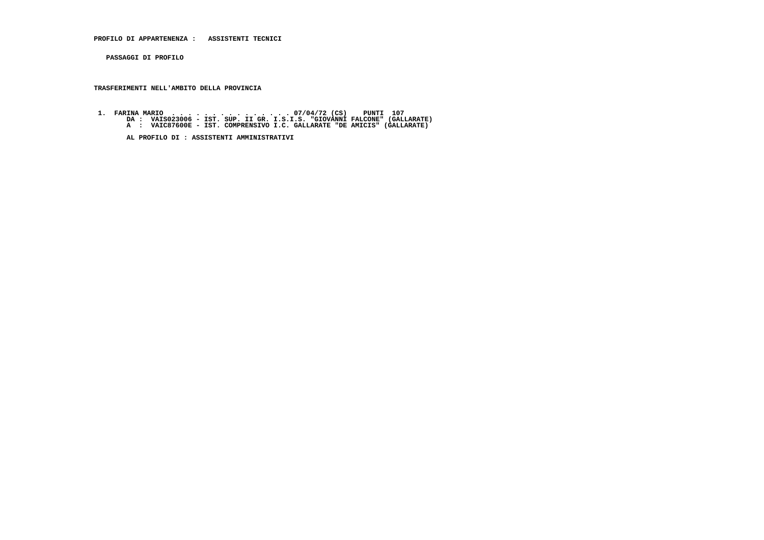**PROFILO DI APPARTENENZA : ASSISTENTI TECNICI**

**PASSAGGI DI PROFILO**

**TRASFERIMENTI NELL'AMBITO DELLA PROVINCIA**

**1. FARINA MARIO . . . . . . . . . . . . . . . 07/04/72 (CS) PUNTI 107**
**DA : VAIS023006 - IST. SUP. II GR. I.S.I.S. "GIOVANNI FALCONE" (GALLARATE)**
**A : VAIC87600E - IST. COMPRENSIVO I.C. GALLARATE "DE AMICIS" (GALLARATE)**

**AL PROFILO DI : ASSISTENTI AMMINISTRATIVI**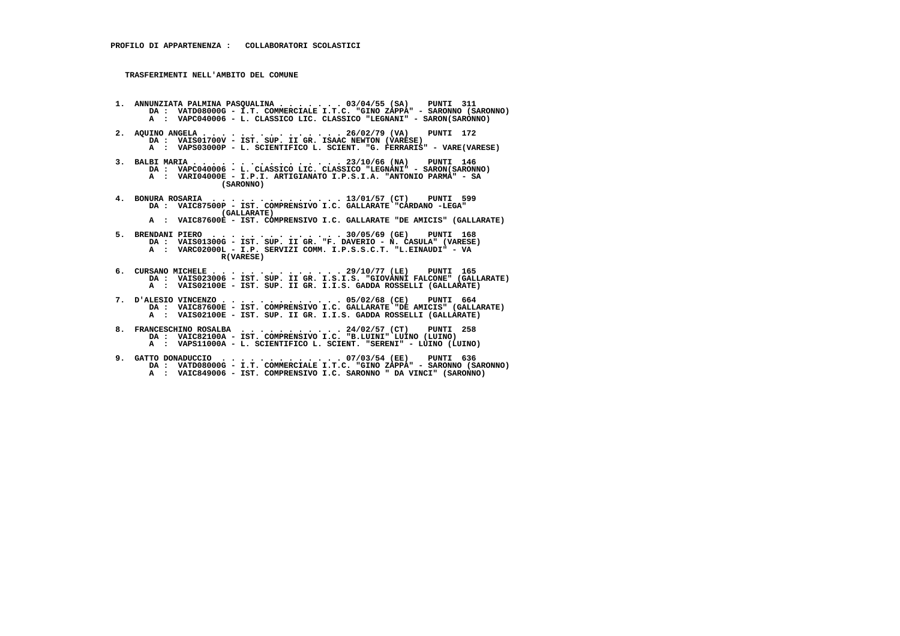**PROFILO DI APPARTENENZA : COLLABORATORI SCOLASTICI**

**TRASFERIMENTI NELL'AMBITO DEL COMUNE**

1. ANNUNZIATA PALMINA PASQUALINA . . . . . . . . 03/04/55 (SA) PUNTI 311
   DA : VATD08000G - I.T. COMMERCIALE I.T.C. "GINO ZAPPA" - SARONNO (SARONNO)
   A : VAPC040006 - L. CLASSICO LIC. CLASSICO "LEGNANI" - SARON(SARONNO)

2. AQUINO ANGELA . . . . . . . . . . . . . . . 26/02/79 (VA) PUNTI 172
   DA : VAIS01700V - IST. SUP. II GR. ISAAC NEWTON (VARESE)
   A : VAPS03000P - L. SCIENTIFICO L. SCIENT. "G. FERRARIS" - VARE(VARESE)

3. BALBI MARIA . . . . . . . . . . . . . . . . 23/10/66 (NA) PUNTI 146
   DA : VAPC040006 - L. CLASSICO LIC. CLASSICO "LEGNANI" - SARON(SARONNO)
   A : VARI04000E - I.P.I. ARTIGIANATO I.P.S.I.A. "ANTONIO PARMA" - SA (SARONNO)

4. BONURA ROSARIA . . . . . . . . . . . . . . 13/01/57 (CT) PUNTI 599
   DA : VAIC87500P - IST. COMPRENSIVO I.C. GALLARATE "CARDANO -LEGA" (GALLARATE)
   A : VAIC87600E - IST. COMPRENSIVO I.C. GALLARATE "DE AMICIS" (GALLARATE)

5. BRENDANI PIERO . . . . . . . . . . . . . . 30/05/69 (GE) PUNTI 168
   DA : VAIS01300G - IST. SUP. II GR. "F. DAVERIO - N. CASULA" (VARESE)
   A : VARC02000L - I.P. SERVIZI COMM. I.P.S.S.C.T. "L.EINAUDI" - VA R(VARESE)

6. CURSANO MICHELE . . . . . . . . . . . . . . 29/10/77 (LE) PUNTI 165
   DA : VAIS023006 - IST. SUP. II GR. I.S.I.S. "GIOVANNI FALCONE" (GALLARATE)
   A : VAIS02100E - IST. SUP. II GR. I.I.S. GADDA ROSSELLI (GALLARATE)

7. D'ALESIO VINCENZO . . . . . . . . . . . . . 05/02/68 (CE) PUNTI 664
   DA : VAIC87600E - IST. COMPRENSIVO I.C. GALLARATE "DE AMICIS" (GALLARATE)
   A : VAIS02100E - IST. SUP. II GR. I.I.S. GADDA ROSSELLI (GALLARATE)

8. FRANCESCHINO ROSALBA . . . . . . . . . . . 24/02/57 (CT) PUNTI 258
   DA : VAIC82100A - IST. COMPRENSIVO I.C. "B.LUINI" LUINO (LUINO)
   A : VAPS11000A - L. SCIENTIFICO L. SCIENT. "SERENI" - LUINO (LUINO)

9. GATTO DONADUCCIO . . . . . . . . . . . . . 07/03/54 (EE) PUNTI 636
   DA : VATD08000G - I.T. COMMERCIALE I.T.C. "GINO ZAPPA" - SARONNO (SARONNO)
   A : VAIC849006 - IST. COMPRENSIVO I.C. SARONNO " DA VINCI" (SARONNO)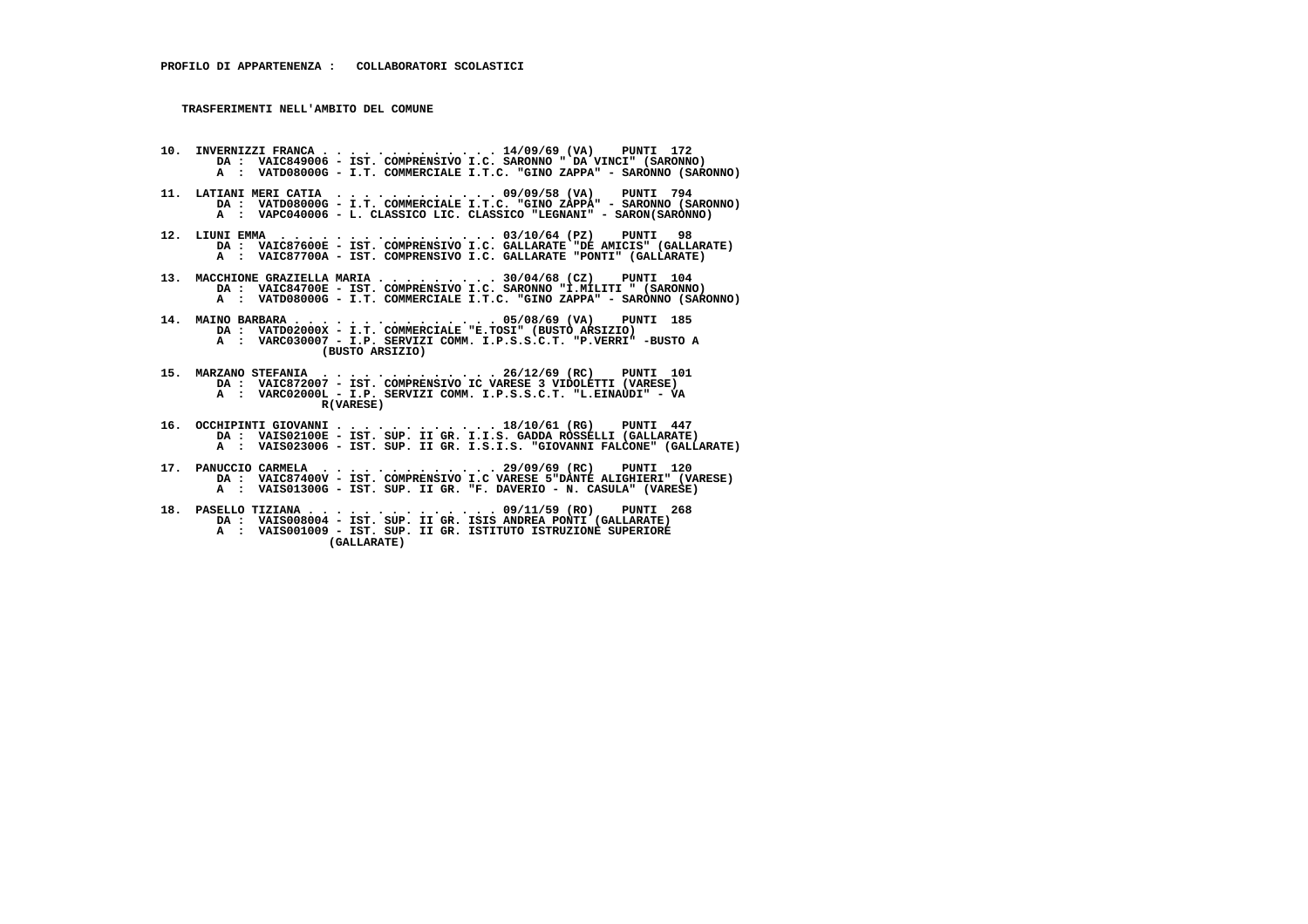**PROFILO DI APPARTENENZA : COLLABORATORI SCOLASTICI**

**TRASFERIMENTI NELL'AMBITO DEL COMUNE**

**10. INVERNIZZI FRANCA . . . . . . . . . . . . . 14/09/69 (VA) PUNTI 172**
DA : VAIC849006 - IST. COMPRENSIVO I.C. SARONNO " DA VINCI" (SARONNO)
A : VATD08000G - I.T. COMMERCIALE I.T.C. "GINO ZAPPA" - SARONNO (SARONNO)

**11. LATIANI MERI CATIA . . . . . . . . . . . . . 09/09/58 (VA) PUNTI 794**
DA : VATD08000G - I.T. COMMERCIALE I.T.C. "GINO ZAPPA" - SARONNO (SARONNO)
A : VAPC040006 - L. CLASSICO LIC. CLASSICO "LEGNANI" - SARON(SARONNO)

**12. LIUNI EMMA . . . . . . . . . . . . . . . . 03/10/64 (PZ) PUNTI 98**
DA : VAIC87600E - IST. COMPRENSIVO I.C. GALLARATE "DE AMICIS" (GALLARATE)
A : VAIC87700A - IST. COMPRENSIVO I.C. GALLARATE "PONTI" (GALLARATE)

**13. MACCHIONE GRAZIELLA MARIA . . . . . . . . . . 30/04/68 (CZ) PUNTI 104**
DA : VAIC84700E - IST. COMPRENSIVO I.C. SARONNO "I.MILITI " (SARONNO)
A : VATD08000G - I.T. COMMERCIALE I.T.C. "GINO ZAPPA" - SARONNO (SARONNO)

**14. MAINO BARBARA . . . . . . . . . . . . . . . 05/08/69 (VA) PUNTI 185**
DA : VATD02000X - I.T. COMMERCIALE "E.TOSI" (BUSTO ARSIZIO)
A : VARC030007 - I.P. SERVIZI COMM. I.P.S.S.C.T. "P.VERRI" -BUSTO A (BUSTO ARSIZIO)

**15. MARZANO STEFANIA . . . . . . . . . . . . . 26/12/69 (RC) PUNTI 101**
DA : VAIC872007 - IST. COMPRENSIVO IC VARESE 3 VIDOLETTI (VARESE)
A : VARC02000L - I.P. SERVIZI COMM. I.P.S.S.C.T. "L.EINAUDI" - VA R(VARESE)

**16. OCCHIPINTI GIOVANNI . . . . . . . . . . . . 18/10/61 (RG) PUNTI 447**
DA : VAIS02100E - IST. SUP. II GR. I.I.S. GADDA ROSSELLI (GALLARATE)
A : VAIS023006 - IST. SUP. II GR. I.S.I.S. "GIOVANNI FALCONE" (GALLARATE)

**17. PANUCCIO CARMELA . . . . . . . . . . . . . 29/09/69 (RC) PUNTI 120**
DA : VAIC87400V - IST. COMPRENSIVO I.C VARESE 5"DANTE ALIGHIERI" (VARESE)
A : VAIS01300G - IST. SUP. II GR. "F. DAVERIO - N. CASULA" (VARESE)

**18. PASELLO TIZIANA . . . . . . . . . . . . . . 09/11/59 (RO) PUNTI 268**
DA : VAIS008004 - IST. SUP. II GR. ISIS ANDREA PONTI (GALLARATE)
A : VAIS001009 - IST. SUP. II GR. ISTITUTO ISTRUZIONE SUPERIORE (GALLARATE)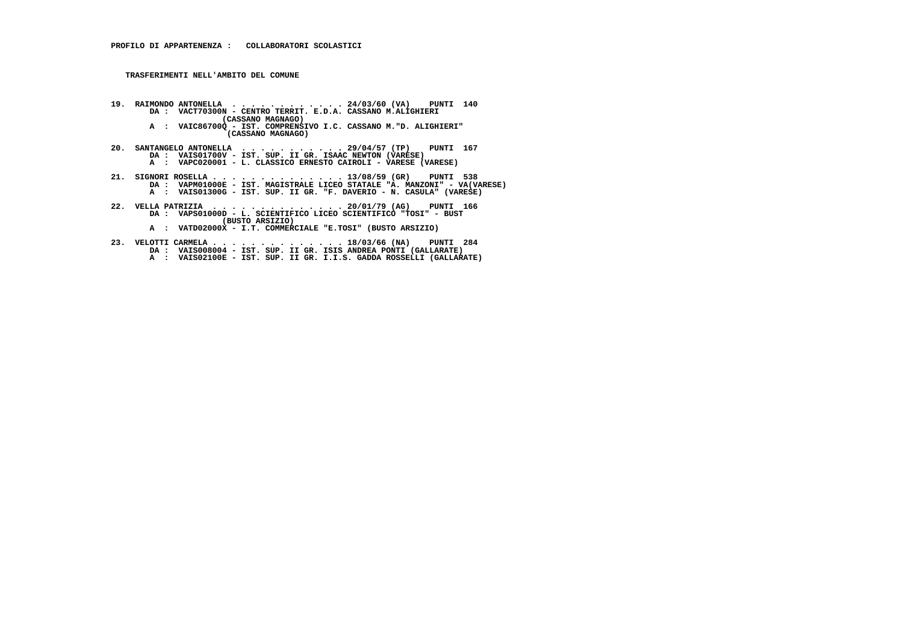**PROFILO DI APPARTENENZA : COLLABORATORI SCOLASTICI**

**TRASFERIMENTI NELL'AMBITO DEL COMUNE**

**19. RAIMONDO ANTONELLA . . . . . . . . . . . . 24/03/60 (VA) PUNTI 140**
DA : VACT70300N - CENTRO TERRIT. E.D.A. CASSANO M.ALIGHIERI (CASSANO MAGNAGO)
A : VAIC86700Q - IST. COMPRENSIVO I.C. CASSANO M."D. ALIGHIERI" (CASSANO MAGNAGO)

**20. SANTANGELO ANTONELLA . . . . . . . . . . . 29/04/57 (TP) PUNTI 167**
DA : VAIS01700V - IST. SUP. II GR. ISAAC NEWTON (VARESE)
A : VAPC020001 - L. CLASSICO ERNESTO CAIROLI - VARESE (VARESE)

**21. SIGNORI ROSELLA . . . . . . . . . . . . . . 13/08/59 (GR) PUNTI 538**
DA : VAPM01000E - IST. MAGISTRALE LICEO STATALE "A. MANZONI" - VA(VARESE)
A : VAIS01300G - IST. SUP. II GR. "F. DAVERIO - N. CASULA" (VARESE)

**22. VELLA PATRIZIA . . . . . . . . . . . . . . 20/01/79 (AG) PUNTI 166**
DA : VAPS01000D - L. SCIENTIFICO LICEO SCIENTIFICO "TOSI" - BUST (BUSTO ARSIZIO)
A : VATD02000X - I.T. COMMERCIALE "E.TOSI" (BUSTO ARSIZIO)

**23. VELOTTI CARMELA . . . . . . . . . . . . . . 18/03/66 (NA) PUNTI 284**
DA : VAIS008004 - IST. SUP. II GR. ISIS ANDREA PONTI (GALLARATE)
A : VAIS02100E - IST. SUP. II GR. I.I.S. GADDA ROSSELLI (GALLARATE)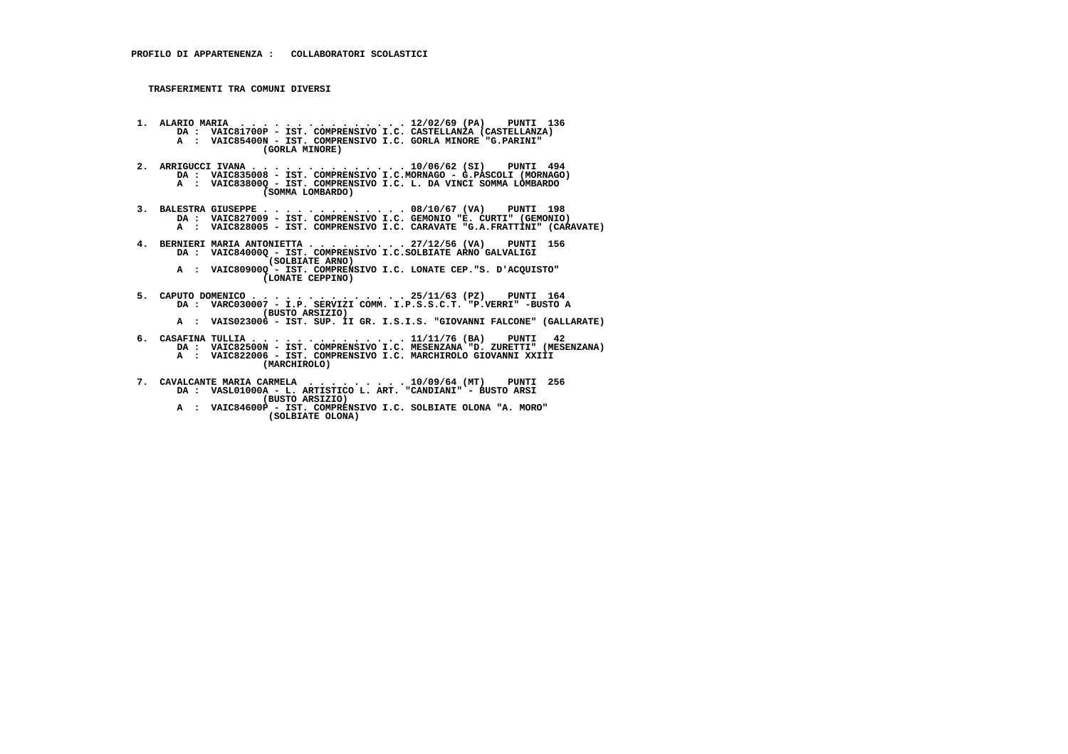**PROFILO DI APPARTENENZA :   COLLABORATORI SCOLASTICI**

**TRASFERIMENTI TRA COMUNI DIVERSI**

```
 1. ALARIO MARIA  . . . . . . . . . . . . . . . 12/02/69 (PA)    PUNTI  136
       DA :  VAIC81700P - IST. COMPRENSIVO I.C. CASTELLANZA (CASTELLANZA)
       A  :  VAIC85400N - IST. COMPRENSIVO I.C. GORLA MINORE "G.PARINI"
                   (GORLA MINORE)

 2. ARRIGUCCI IVANA . . . . . . . . . . . . . . 10/06/62 (SI)    PUNTI  494
       DA :  VAIC835008 - IST. COMPRENSIVO I.C.MORNAGO - G.PASCOLI (MORNAGO)
       A  :  VAIC83800Q - IST. COMPRENSIVO I.C. L. DA VINCI SOMMA LOMBARDO
                   (SOMMA LOMBARDO)

 3. BALESTRA GIUSEPPE . . . . . . . . . . . . . 08/10/67 (VA)    PUNTI  198
       DA :  VAIC827009 - IST. COMPRENSIVO I.C. GEMONIO "E. CURTI" (GEMONIO)
       A  :  VAIC828005 - IST. COMPRENSIVO I.C. CARAVATE "G.A.FRATTINI" (CARAVATE)

 4. BERNIERI MARIA ANTONIETTA . . . . . . . . . 27/12/56 (VA)    PUNTI  156
       DA :  VAIC84000Q - IST. COMPRENSIVO I.C.SOLBIATE ARNO GALVALIGI
                   (SOLBIATE ARNO)
       A  :  VAIC80900Q - IST. COMPRENSIVO I.C. LONATE CEP."S. D'ACQUISTO"
                   (LONATE CEPPINO)

 5. CAPUTO DOMENICO . . . . . . . . . . . . . . 25/11/63 (PZ)    PUNTI  164
       DA :  VARC030007 - I.P. SERVIZI COMM. I.P.S.S.C.T. "P.VERRI" -BUSTO A
                   (BUSTO ARSIZIO)
       A  :  VAIS023006 - IST. SUP. II GR. I.S.I.S. "GIOVANNI FALCONE" (GALLARATE)

 6. CASAFINA TULLIA . . . . . . . . . . . . . . 11/11/76 (BA)    PUNTI   42
       DA :  VAIC82500N - IST. COMPRENSIVO I.C. MESENZANA "D. ZURETTI" (MESENZANA)
       A  :  VAIC822006 - IST. COMPRENSIVO I.C. MARCHIROLO GIOVANNI XXIII
                   (MARCHIROLO)

 7. CAVALCANTE MARIA CARMELA  . . . . . . . . . 10/09/64 (MT)    PUNTI  256
       DA :  VASL01000A - L. ARTISTICO L. ART. "CANDIANI" - BUSTO ARSI
                   (BUSTO ARSIZIO)
       A  :  VAIC84600P - IST. COMPRENSIVO I.C. SOLBIATE OLONA "A. MORO"
                   (SOLBIATE OLONA)
```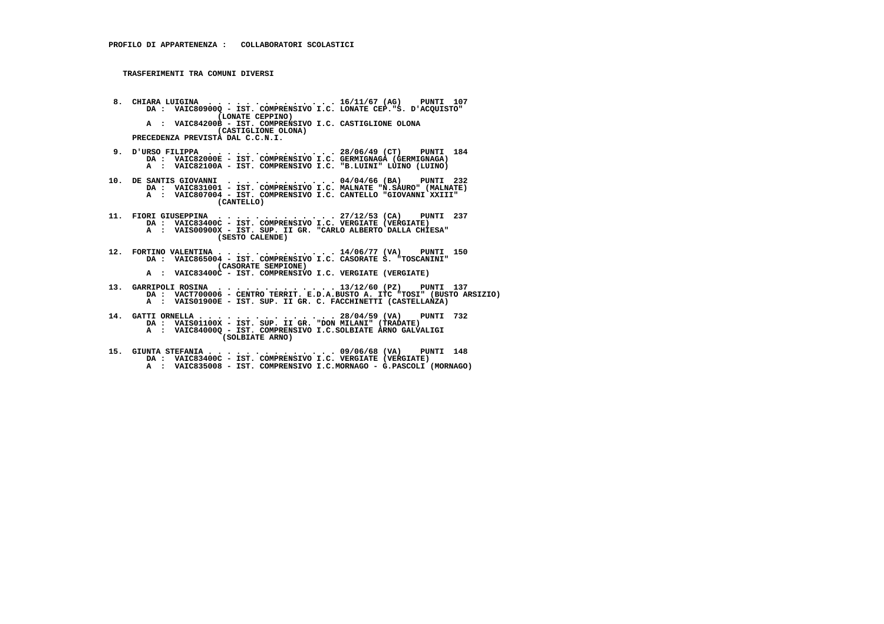**PROFILO DI APPARTENENZA : COLLABORATORI SCOLASTICI**

**TRASFERIMENTI TRA COMUNI DIVERSI**

8. CHIARA LUIGINA . . . . . . . . . . . . . . 16/11/67 (AG) PUNTI 107
   DA : VAIC80900Q - IST. COMPRENSIVO I.C. LONATE CEP."S. D'ACQUISTO" (LONATE CEPPINO)
   A : VAIC84200B - IST. COMPRENSIVO I.C. CASTIGLIONE OLONA (CASTIGLIONE OLONA)
   PRECEDENZA PREVISTA DAL C.C.N.I.

9. D'URSO FILIPPA . . . . . . . . . . . . . . 28/06/49 (CT) PUNTI 184
   DA : VAIC82000E - IST. COMPRENSIVO I.C. GERMIGNAGA (GERMIGNAGA)
   A : VAIC82100A - IST. COMPRENSIVO I.C. "B.LUINI" LUINO (LUINO)

10. DE SANTIS GIOVANNI . . . . . . . . . . . . 04/04/66 (BA) PUNTI 232
    DA : VAIC831001 - IST. COMPRENSIVO I.C. MALNATE "N.SAURO" (MALNATE)
    A : VAIC807004 - IST. COMPRENSIVO I.C. CANTELLO "GIOVANNI XXIII" (CANTELLO)

11. FIORI GIUSEPPINA . . . . . . . . . . . . . 27/12/53 (CA) PUNTI 237
    DA : VAIC83400C - IST. COMPRENSIVO I.C. VERGIATE (VERGIATE)
    A : VAIS00900X - IST. SUP. II GR. "CARLO ALBERTO DALLA CHIESA" (SESTO CALENDE)

12. FORTINO VALENTINA . . . . . . . . . . . . . 14/06/77 (VA) PUNTI 150
    DA : VAIC865004 - IST. COMPRENSIVO I.C. CASORATE S. "TOSCANINI" (CASORATE SEMPIONE)
    A : VAIC83400C - IST. COMPRENSIVO I.C. VERGIATE (VERGIATE)

13. GARRIPOLI ROSINA . . . . . . . . . . . . . 13/12/60 (PZ) PUNTI 137
    DA : VACT700006 - CENTRO TERRIT. E.D.A.BUSTO A. ITC "TOSI" (BUSTO ARSIZIO)
    A : VAIS01900E - IST. SUP. II GR. C. FACCHINETTI (CASTELLANZA)

14. GATTI ORNELLA . . . . . . . . . . . . . . . 28/04/59 (VA) PUNTI 732
    DA : VAIS01100X - IST. SUP. II GR. "DON MILANI" (TRADATE)
    A : VAIC84000Q - IST. COMPRENSIVO I.C.SOLBIATE ARNO GALVALIGI (SOLBIATE ARNO)

15. GIUNTA STEFANIA . . . . . . . . . . . . . . 09/06/68 (VA) PUNTI 148
    DA : VAIC83400C - IST. COMPRENSIVO I.C. VERGIATE (VERGIATE)
    A : VAIC835008 - IST. COMPRENSIVO I.C.MORNAGO - G.PASCOLI (MORNAGO)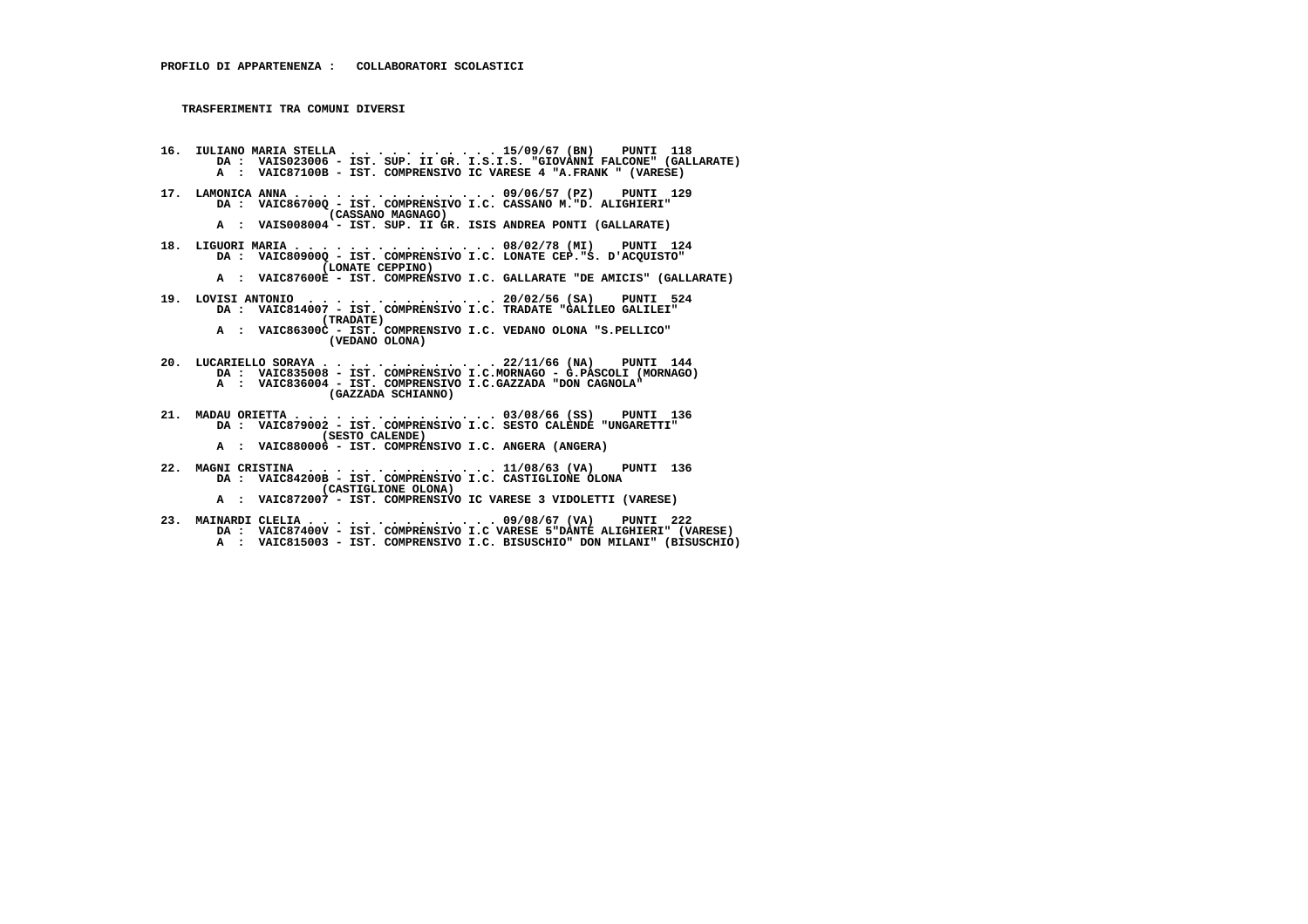**PROFILO DI APPARTENENZA : COLLABORATORI SCOLASTICI**

**TRASFERIMENTI TRA COMUNI DIVERSI**

16. IULIANO MARIA STELLA . . . . . . . . . . . 15/09/67 (BN) PUNTI 118
    DA : VAIS023006 - IST. SUP. II GR. I.S.I.S. "GIOVANNI FALCONE" (GALLARATE)
    A : VAIC87100B - IST. COMPRENSIVO IC VARESE 4 "A.FRANK " (VARESE)

17. LAMONICA ANNA . . . . . . . . . . . . . . . 09/06/57 (PZ) PUNTI 129
    DA : VAIC86700Q - IST. COMPRENSIVO I.C. CASSANO M."D. ALIGHIERI" (CASSANO MAGNAGO)
    A : VAIS008004 - IST. SUP. II GR. ISIS ANDREA PONTI (GALLARATE)

18. LIGUORI MARIA . . . . . . . . . . . . . . . 08/02/78 (MI) PUNTI 124
    DA : VAIC80900Q - IST. COMPRENSIVO I.C. LONATE CEP."S. D'ACQUISTO" (LONATE CEPPINO)
    A : VAIC87600E - IST. COMPRENSIVO I.C. GALLARATE "DE AMICIS" (GALLARATE)

19. LOVISI ANTONIO . . . . . . . . . . . . . . 20/02/56 (SA) PUNTI 524
    DA : VAIC814007 - IST. COMPRENSIVO I.C. TRADATE "GALILEO GALILEI" (TRADATE)
    A : VAIC86300C - IST. COMPRENSIVO I.C. VEDANO OLONA "S.PELLICO" (VEDANO OLONA)

20. LUCARIELLO SORAYA . . . . . . . . . . . . . 22/11/66 (NA) PUNTI 144
    DA : VAIC835008 - IST. COMPRENSIVO I.C.MORNAGO - G.PASCOLI (MORNAGO)
    A : VAIC836004 - IST. COMPRENSIVO I.C.GAZZADA "DON CAGNOLA" (GAZZADA SCHIANNO)

21. MADAU ORIETTA . . . . . . . . . . . . . . . 03/08/66 (SS) PUNTI 136
    DA : VAIC879002 - IST. COMPRENSIVO I.C. SESTO CALENDE "UNGARETTI" (SESTO CALENDE)
    A : VAIC880006 - IST. COMPRENSIVO I.C. ANGERA (ANGERA)

22. MAGNI CRISTINA . . . . . . . . . . . . . . 11/08/63 (VA) PUNTI 136
    DA : VAIC84200B - IST. COMPRENSIVO I.C. CASTIGLIONE OLONA (CASTIGLIONE OLONA)
    A : VAIC872007 - IST. COMPRENSIVO IC VARESE 3 VIDOLETTI (VARESE)

23. MAINARDI CLELIA . . . . . . . . . . . . . . 09/08/67 (VA) PUNTI 222
    DA : VAIC87400V - IST. COMPRENSIVO I.C VARESE 5"DANTE ALIGHIERI" (VARESE)
    A : VAIC815003 - IST. COMPRENSIVO I.C. BISUSCHIO" DON MILANI" (BISUSCHIO)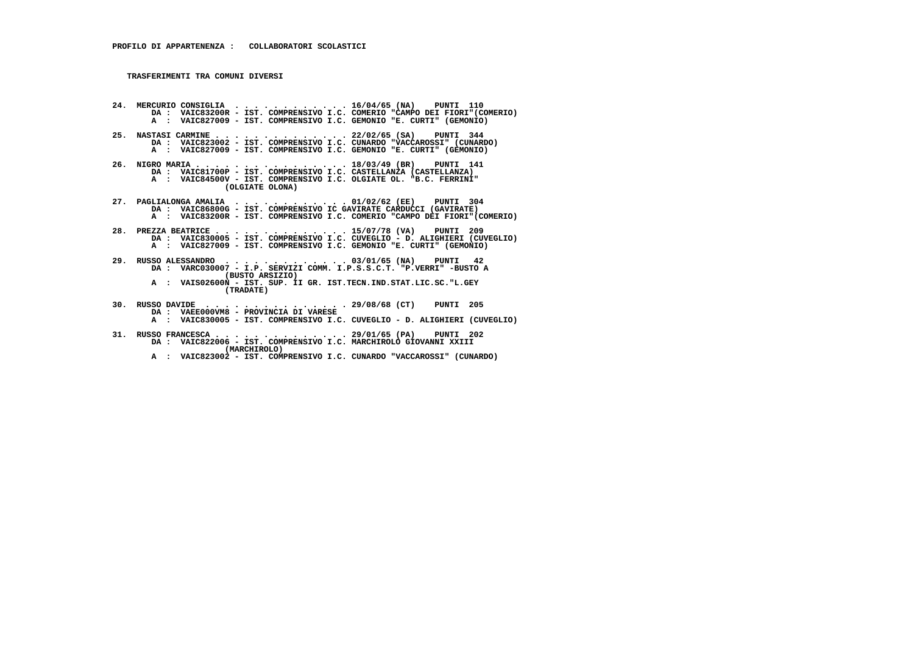**PROFILO DI APPARTENENZA : COLLABORATORI SCOLASTICI**

**TRASFERIMENTI TRA COMUNI DIVERSI**

**24. MERCURIO CONSIGLIA . . . . . . . . . . . . 16/04/65 (NA) PUNTI 110**
DA : VAIC83200R - IST. COMPRENSIVO I.C. COMERIO "CAMPO DEI FIORI"(COMERIO)
A : VAIC827009 - IST. COMPRENSIVO I.C. GEMONIO "E. CURTI" (GEMONIO)

**25. NASTASI CARMINE . . . . . . . . . . . . . . 22/02/65 (SA) PUNTI 344**
DA : VAIC823002 - IST. COMPRENSIVO I.C. CUNARDO "VACCAROSSI" (CUNARDO)
A : VAIC827009 - IST. COMPRENSIVO I.C. GEMONIO "E. CURTI" (GEMONIO)

**26. NIGRO MARIA . . . . . . . . . . . . . . . . 18/03/49 (BR) PUNTI 141**
DA : VAIC81700P - IST. COMPRENSIVO I.C. CASTELLANZA (CASTELLANZA)
A : VAIC84500V - IST. COMPRENSIVO I.C. OLGIATE OL. "B.C. FERRINI" (OLGIATE OLONA)

**27. PAGLIALONGA AMALIA . . . . . . . . . . . . 01/02/62 (EE) PUNTI 304**
DA : VAIC86800G - IST. COMPRENSIVO IC GAVIRATE CARDUCCI (GAVIRATE)
A : VAIC83200R - IST. COMPRENSIVO I.C. COMERIO "CAMPO DEI FIORI"(COMERIO)

**28. PREZZA BEATRICE . . . . . . . . . . . . . . 15/07/78 (VA) PUNTI 209**
DA : VAIC830005 - IST. COMPRENSIVO I.C. CUVEGLIO - D. ALIGHIERI (CUVEGLIO)
A : VAIC827009 - IST. COMPRENSIVO I.C. GEMONIO "E. CURTI" (GEMONIO)

**29. RUSSO ALESSANDRO . . . . . . . . . . . . . 03/01/65 (NA) PUNTI 42**
DA : VARC030007 - I.P. SERVIZI COMM. I.P.S.S.C.T. "P.VERRI" -BUSTO A (BUSTO ARSIZIO)
A : VAIS02600N - IST. SUP. II GR. IST.TECN.IND.STAT.LIC.SC."L.GEY (TRADATE)

**30. RUSSO DAVIDE . . . . . . . . . . . . . . . 29/08/68 (CT) PUNTI 205**
DA : VAEE000VM8 - PROVINCIA DI VARESE
A : VAIC830005 - IST. COMPRENSIVO I.C. CUVEGLIO - D. ALIGHIERI (CUVEGLIO)

**31. RUSSO FRANCESCA . . . . . . . . . . . . . . 29/01/65 (PA) PUNTI 202**
DA : VAIC822006 - IST. COMPRENSIVO I.C. MARCHIROLO GIOVANNI XXIII (MARCHIROLO)
A : VAIC823002 - IST. COMPRENSIVO I.C. CUNARDO "VACCAROSSI" (CUNARDO)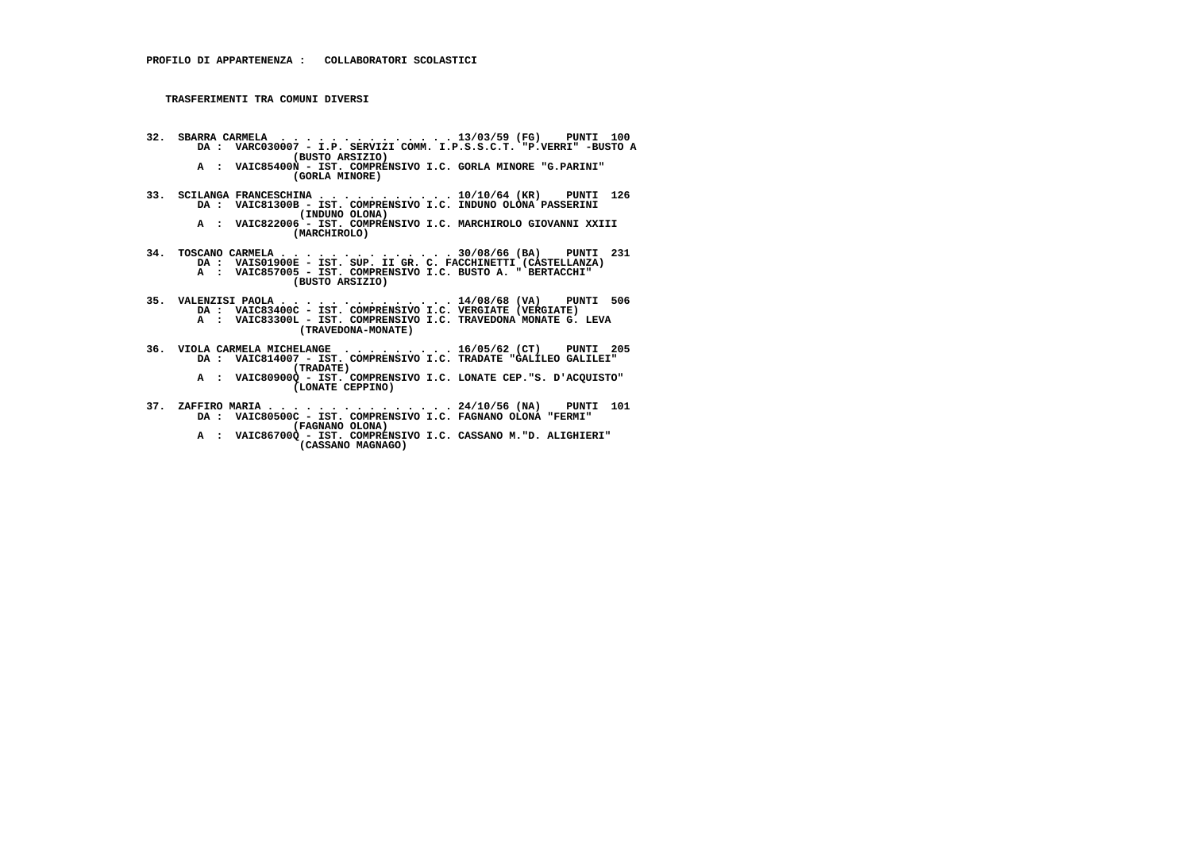**PROFILO DI APPARTENENZA : COLLABORATORI SCOLASTICI**

**TRASFERIMENTI TRA COMUNI DIVERSI**

32. SBARRA CARMELA . . . . . . . . . . . . . . 13/03/59 (FG) PUNTI 100
    DA : VARC030007 - I.P. SERVIZI COMM. I.P.S.S.C.T. "P.VERRI" -BUSTO A (BUSTO ARSIZIO)
    A : VAIC85400N - IST. COMPRENSIVO I.C. GORLA MINORE "G.PARINI" (GORLA MINORE)

33. SCILANGA FRANCESCHINA . . . . . . . . . . . 10/10/64 (KR) PUNTI 126
    DA : VAIC81300B - IST. COMPRENSIVO I.C. INDUNO OLONA PASSERINI (INDUNO OLONA)
    A : VAIC822006 - IST. COMPRENSIVO I.C. MARCHIROLO GIOVANNI XXIII (MARCHIROLO)

34. TOSCANO CARMELA . . . . . . . . . . . . . . 30/08/66 (BA) PUNTI 231
    DA : VAIS01900E - IST. SUP. II GR. C. FACCHINETTI (CASTELLANZA)
    A : VAIC857005 - IST. COMPRENSIVO I.C. BUSTO A. " BERTACCHI" (BUSTO ARSIZIO)

35. VALENZISI PAOLA . . . . . . . . . . . . . . 14/08/68 (VA) PUNTI 506
    DA : VAIC83400C - IST. COMPRENSIVO I.C. VERGIATE (VERGIATE)
    A : VAIC83300L - IST. COMPRENSIVO I.C. TRAVEDONA MONATE G. LEVA (TRAVEDONA-MONATE)

36. VIOLA CARMELA MICHELANGE . . . . . . . . . 16/05/62 (CT) PUNTI 205
    DA : VAIC814007 - IST. COMPRENSIVO I.C. TRADATE "GALILEO GALILEI" (TRADATE)
    A : VAIC80900Q - IST. COMPRENSIVO I.C. LONATE CEP."S. D'ACQUISTO" (LONATE CEPPINO)

37. ZAFFIRO MARIA . . . . . . . . . . . . . . . 24/10/56 (NA) PUNTI 101
    DA : VAIC80500C - IST. COMPRENSIVO I.C. FAGNANO OLONA "FERMI" (FAGNANO OLONA)
    A : VAIC86700Q - IST. COMPRENSIVO I.C. CASSANO M."D. ALIGHIERI" (CASSANO MAGNAGO)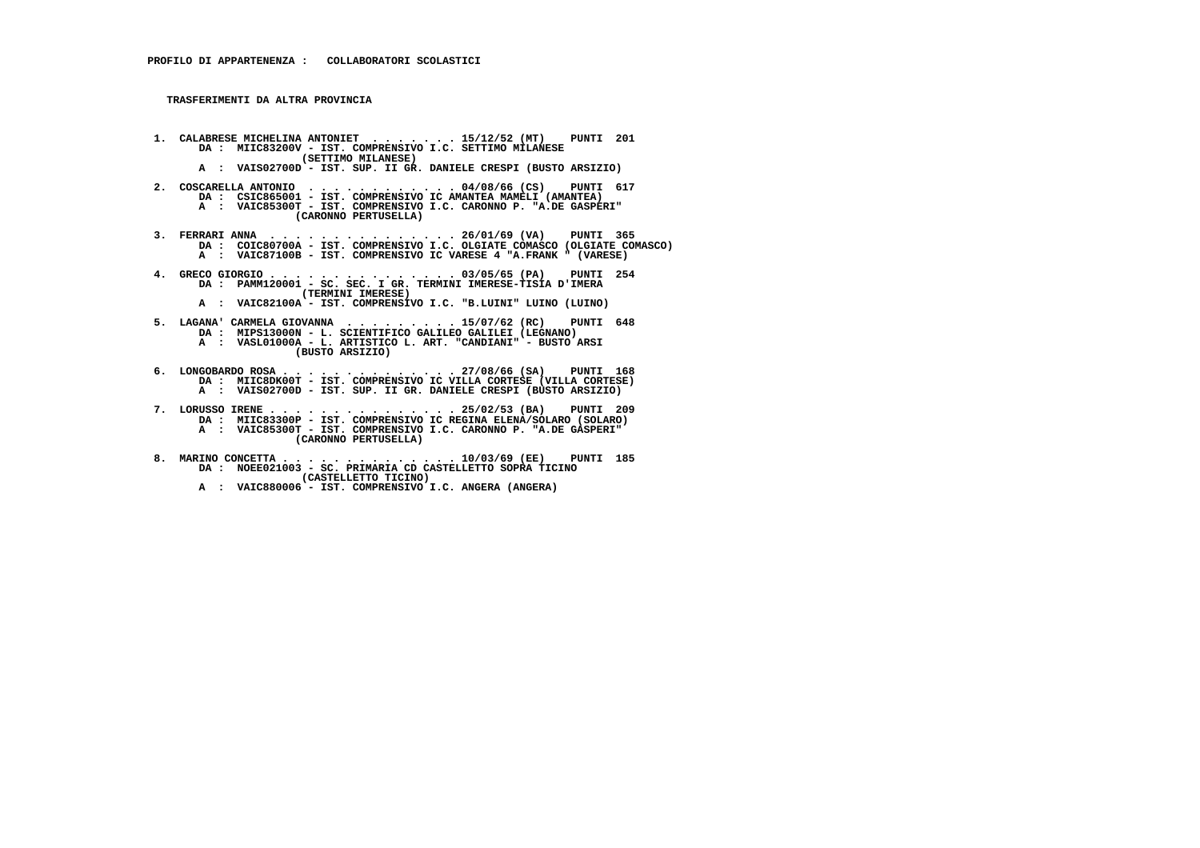**PROFILO DI APPARTENENZA : COLLABORATORI SCOLASTICI**

**TRASFERIMENTI DA ALTRA PROVINCIA**

1. CALABRESE MICHELINA ANTONIET . . . . . . . . 15/12/52 (MT) PUNTI 201
   DA : MIIC83200V - IST. COMPRENSIVO I.C. SETTIMO MILANESE (SETTIMO MILANESE)
   A : VAIS02700D - IST. SUP. II GR. DANIELE CRESPI (BUSTO ARSIZIO)

2. COSCARELLA ANTONIO . . . . . . . . . . . . 04/08/66 (CS) PUNTI 617
   DA : CSIC865001 - IST. COMPRENSIVO IC AMANTEA MAMELI (AMANTEA)
   A : VAIC85300T - IST. COMPRENSIVO I.C. CARONNO P. "A.DE GASPERI" (CARONNO PERTUSELLA)

3. FERRARI ANNA . . . . . . . . . . . . . . . 26/01/69 (VA) PUNTI 365
   DA : COIC80700A - IST. COMPRENSIVO I.C. OLGIATE COMASCO (OLGIATE COMASCO)
   A : VAIC87100B - IST. COMPRENSIVO IC VARESE 4 "A.FRANK " (VARESE)

4. GRECO GIORGIO . . . . . . . . . . . . . . . 03/05/65 (PA) PUNTI 254
   DA : PAMM120001 - SC. SEC. I GR. TERMINI IMERESE-TISIA D'IMERA (TERMINI IMERESE)
   A : VAIC82100A - IST. COMPRENSIVO I.C. "B.LUINI" LUINO (LUINO)

5. LAGANA' CARMELA GIOVANNA . . . . . . . . . 15/07/62 (RC) PUNTI 648
   DA : MIPS13000N - L. SCIENTIFICO GALILEO GALILEI (LEGNANO)
   A : VASL01000A - L. ARTISTICO L. ART. "CANDIANI" - BUSTO ARSI (BUSTO ARSIZIO)

6. LONGOBARDO ROSA . . . . . . . . . . . . . . 27/08/66 (SA) PUNTI 168
   DA : MIIC8DK00T - IST. COMPRENSIVO IC VILLA CORTESE (VILLA CORTESE)
   A : VAIS02700D - IST. SUP. II GR. DANIELE CRESPI (BUSTO ARSIZIO)

7. LORUSSO IRENE . . . . . . . . . . . . . . . 25/02/53 (BA) PUNTI 209
   DA : MIIC83300P - IST. COMPRENSIVO IC REGINA ELENA/SOLARO (SOLARO)
   A : VAIC85300T - IST. COMPRENSIVO I.C. CARONNO P. "A.DE GASPERI" (CARONNO PERTUSELLA)

8. MARINO CONCETTA . . . . . . . . . . . . . . 10/03/69 (EE) PUNTI 185
   DA : NOEE021003 - SC. PRIMARIA CD CASTELLETTO SOPRA TICINO (CASTELLETTO TICINO)
   A : VAIC880006 - IST. COMPRENSIVO I.C. ANGERA (ANGERA)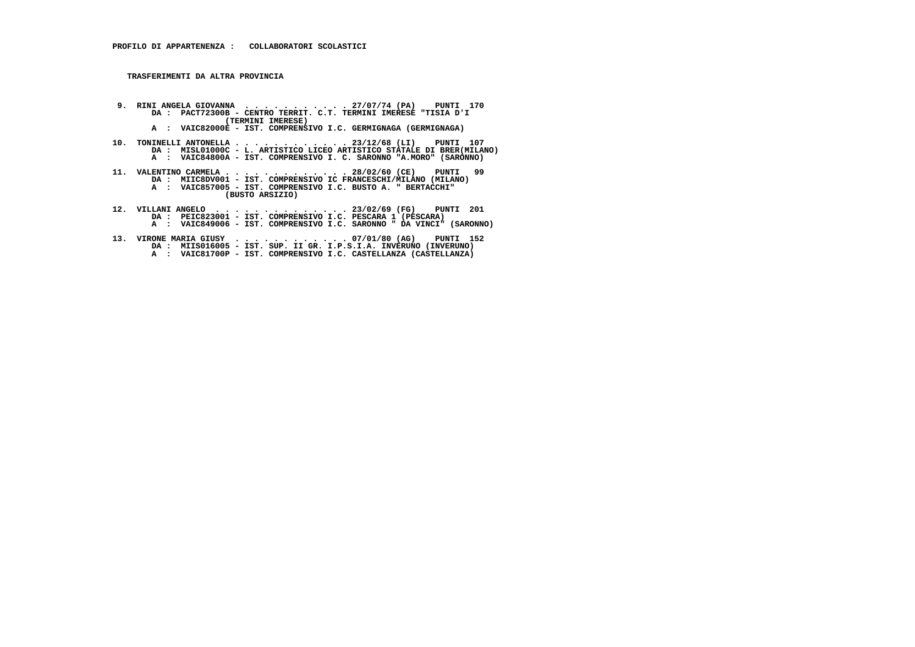**PROFILO DI APPARTENENZA : COLLABORATORI SCOLASTICI**

**TRASFERIMENTI DA ALTRA PROVINCIA**

**9. RINI ANGELA GIOVANNA . . . . . . . . . . . . 27/07/74 (PA) PUNTI 170**
**DA : PACT72300B - CENTRO TERRIT. C.T. TERMINI IMERESE "TISIA D'I (TERMINI IMERESE)**
**A : VAIC82000E - IST. COMPRENSIVO I.C. GERMIGNAGA (GERMIGNAGA)**

**10. TONINELLI ANTONELLA . . . . . . . . . . . . . 23/12/68 (LI) PUNTI 107**
**DA : MISL01000C - L. ARTISTICO LICEO ARTISTICO STATALE DI BRER(MILANO)**
**A : VAIC84800A - IST. COMPRENSIVO I. C. SARONNO "A.MORO" (SARONNO)**

**11. VALENTINO CARMELA . . . . . . . . . . . . . . 28/02/60 (CE) PUNTI 99**
**DA : MIIC8DV001 - IST. COMPRENSIVO IC FRANCESCHI/MILANO (MILANO)**
**A : VAIC857005 - IST. COMPRENSIVO I.C. BUSTO A. " BERTACCHI" (BUSTO ARSIZIO)**

**12. VILLANI ANGELO . . . . . . . . . . . . . . . 23/02/69 (FG) PUNTI 201**
**DA : PEIC823001 - IST. COMPRENSIVO I.C. PESCARA 1 (PESCARA)**
**A : VAIC849006 - IST. COMPRENSIVO I.C. SARONNO " DA VINCI" (SARONNO)**

**13. VIRONE MARIA GIUSY . . . . . . . . . . . . . 07/01/80 (AG) PUNTI 152**
**DA : MIIS016005 - IST. SUP. II GR. I.P.S.I.A. INVERUNO (INVERUNO)**
**A : VAIC81700P - IST. COMPRENSIVO I.C. CASTELLANZA (CASTELLANZA)**